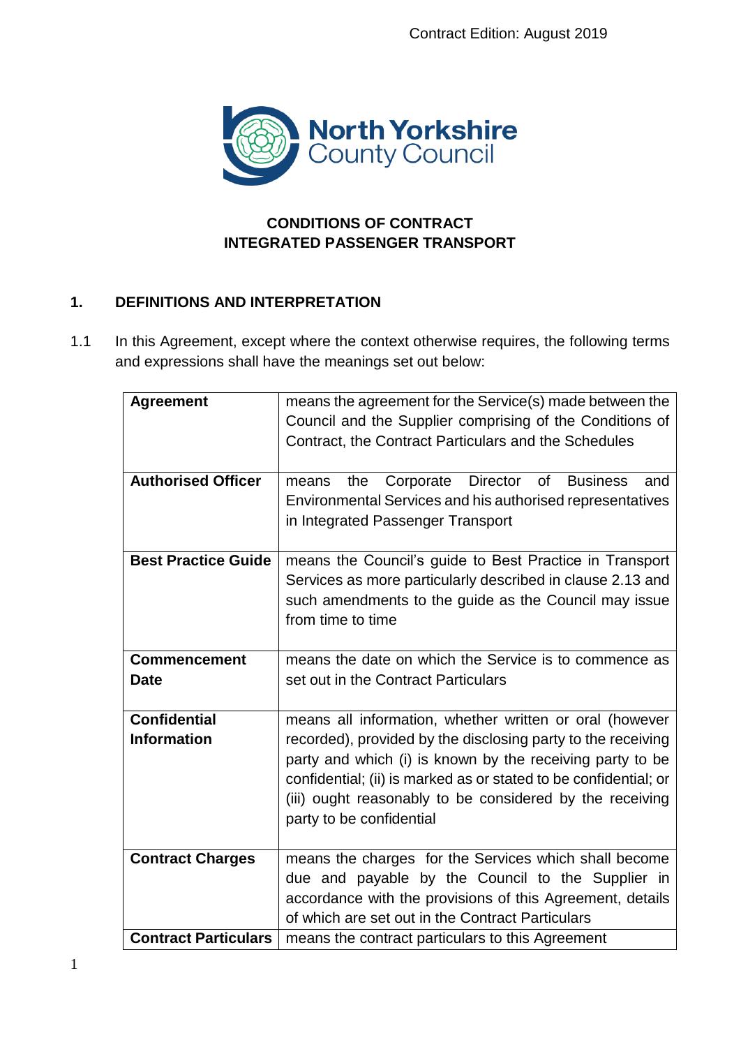Contract Edition: August 2019

North Yorkshire County Council

**CONDITIONS OF CONTRACT**
**INTEGRATED PASSENGER TRANSPORT**

## 1. DEFINITIONS AND INTERPRETATION

1.1 In this Agreement, except where the context otherwise requires, the following terms and expressions shall have the meanings set out below:

| | |
|---|---|
| **Agreement** | means the agreement for the Service(s) made between the Council and the Supplier comprising of the Conditions of Contract, the Contract Particulars and the Schedules |
| **Authorised Officer** | means the Corporate Director of Business and Environmental Services and his authorised representatives in Integrated Passenger Transport |
| **Best Practice Guide** | means the Council's guide to Best Practice in Transport Services as more particularly described in clause 2.13 and such amendments to the guide as the Council may issue from time to time |
| **Commencement Date** | means the date on which the Service is to commence as set out in the Contract Particulars |
| **Confidential Information** | means all information, whether written or oral (however recorded), provided by the disclosing party to the receiving party and which (i) is known by the receiving party to be confidential; (ii) is marked as or stated to be confidential; or (iii) ought reasonably to be considered by the receiving party to be confidential |
| **Contract Charges** | means the charges for the Services which shall become due and payable by the Council to the Supplier in accordance with the provisions of this Agreement, details of which are set out in the Contract Particulars |
| **Contract Particulars** | means the contract particulars to this Agreement |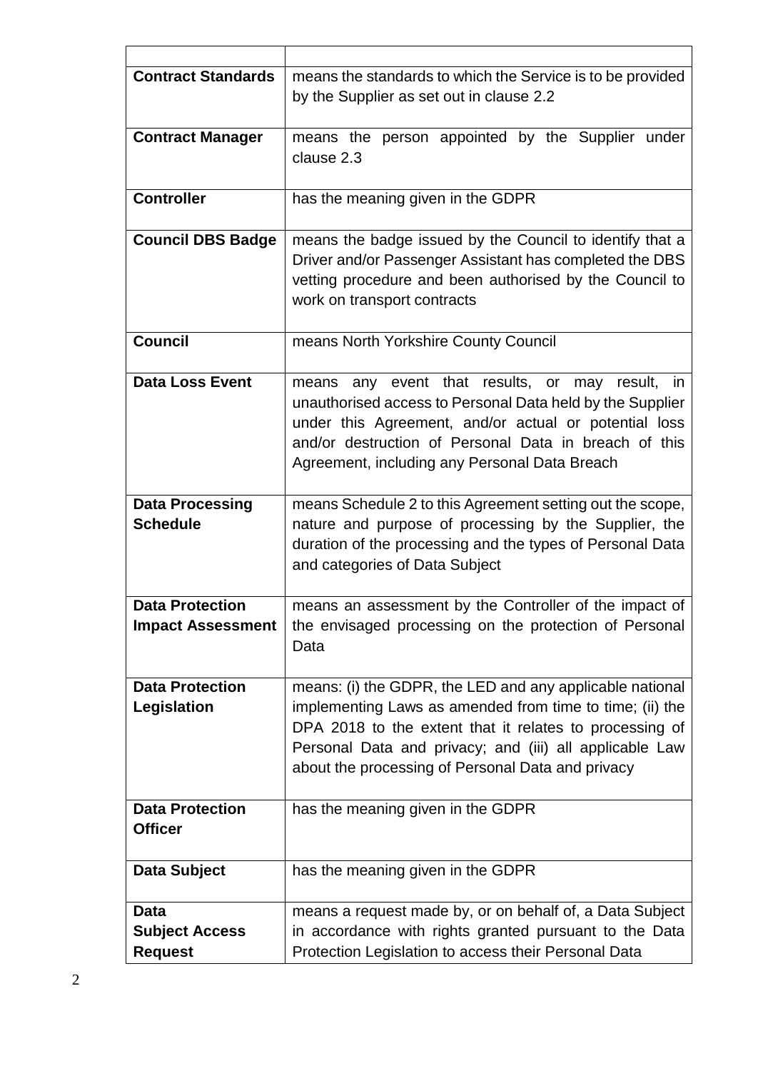| | |
|---|---|
| **Contract Standards** | means the standards to which the Service is to be provided by the Supplier as set out in clause 2.2 |
| **Contract Manager** | means the person appointed by the Supplier under clause 2.3 |
| **Controller** | has the meaning given in the GDPR |
| **Council DBS Badge** | means the badge issued by the Council to identify that a Driver and/or Passenger Assistant has completed the DBS vetting procedure and been authorised by the Council to work on transport contracts |
| **Council** | means North Yorkshire County Council |
| **Data Loss Event** | means any event that results, or may result, in unauthorised access to Personal Data held by the Supplier under this Agreement, and/or actual or potential loss and/or destruction of Personal Data in breach of this Agreement, including any Personal Data Breach |
| **Data Processing Schedule** | means Schedule 2 to this Agreement setting out the scope, nature and purpose of processing by the Supplier, the duration of the processing and the types of Personal Data and categories of Data Subject |
| **Data Protection Impact Assessment** | means an assessment by the Controller of the impact of the envisaged processing on the protection of Personal Data |
| **Data Protection Legislation** | means: (i) the GDPR, the LED and any applicable national implementing Laws as amended from time to time; (ii) the DPA 2018 to the extent that it relates to processing of Personal Data and privacy; and (iii) all applicable Law about the processing of Personal Data and privacy |
| **Data Protection Officer** | has the meaning given in the GDPR |
| **Data Subject** | has the meaning given in the GDPR |
| **Data Subject Access Request** | means a request made by, or on behalf of, a Data Subject in accordance with rights granted pursuant to the Data Protection Legislation to access their Personal Data |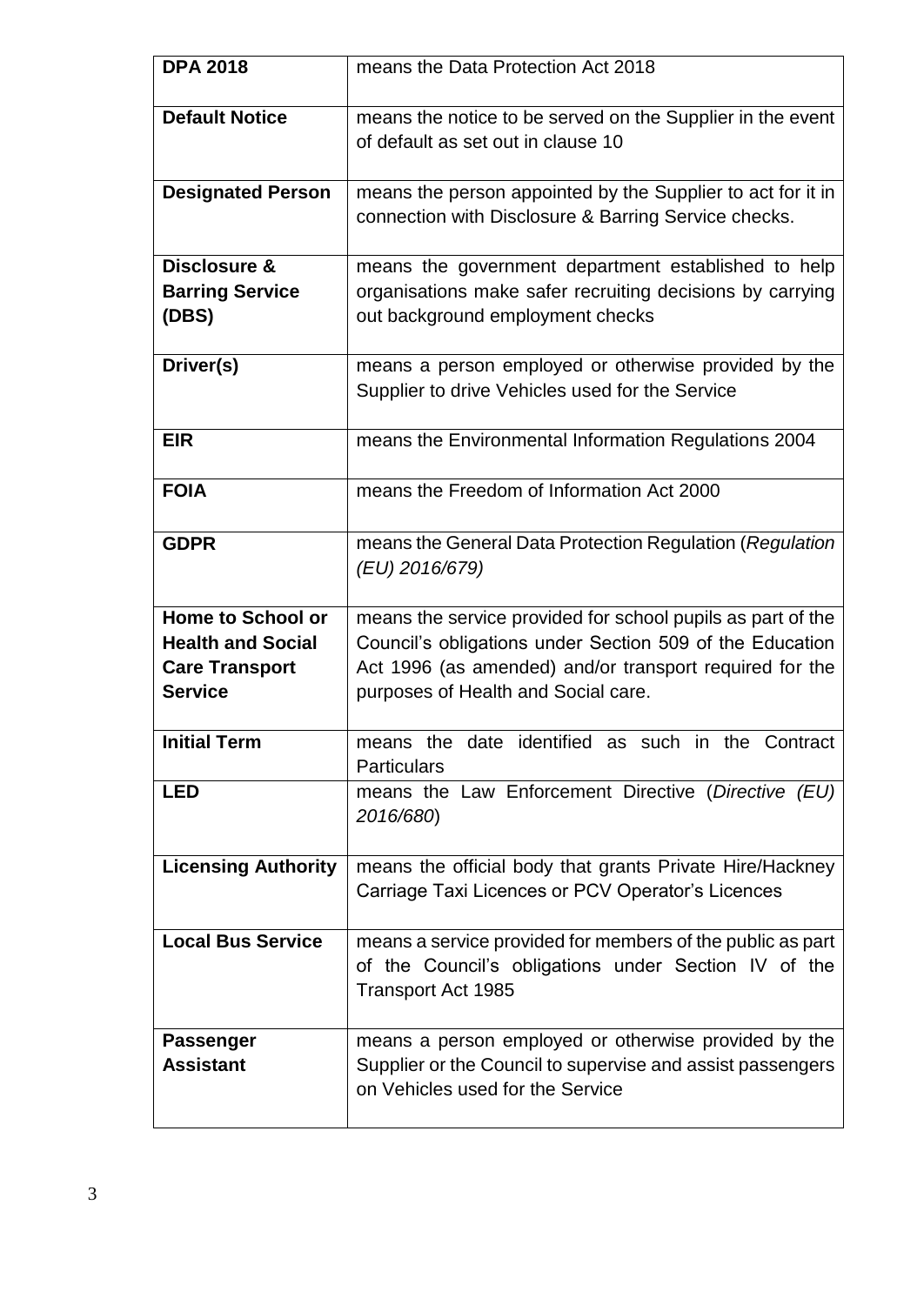| | |
|---|---|
| **DPA 2018** | means the Data Protection Act 2018 |
| **Default Notice** | means the notice to be served on the Supplier in the event of default as set out in clause 10 |
| **Designated Person** | means the person appointed by the Supplier to act for it in connection with Disclosure & Barring Service checks. |
| **Disclosure & Barring Service (DBS)** | means the government department established to help organisations make safer recruiting decisions by carrying out background employment checks |
| **Driver(s)** | means a person employed or otherwise provided by the Supplier to drive Vehicles used for the Service |
| **EIR** | means the Environmental Information Regulations 2004 |
| **FOIA** | means the Freedom of Information Act 2000 |
| **GDPR** | means the General Data Protection Regulation (*Regulation (EU) 2016/679)* |
| **Home to School or Health and Social Care Transport Service** | means the service provided for school pupils as part of the Council's obligations under Section 509 of the Education Act 1996 (as amended) and/or transport required for the purposes of Health and Social care. |
| **Initial Term** | means the date identified as such in the Contract Particulars |
| **LED** | means the Law Enforcement Directive (*Directive (EU) 2016/680*) |
| **Licensing Authority** | means the official body that grants Private Hire/Hackney Carriage Taxi Licences or PCV Operator's Licences |
| **Local Bus Service** | means a service provided for members of the public as part of the Council's obligations under Section IV of the Transport Act 1985 |
| **Passenger Assistant** | means a person employed or otherwise provided by the Supplier or the Council to supervise and assist passengers on Vehicles used for the Service |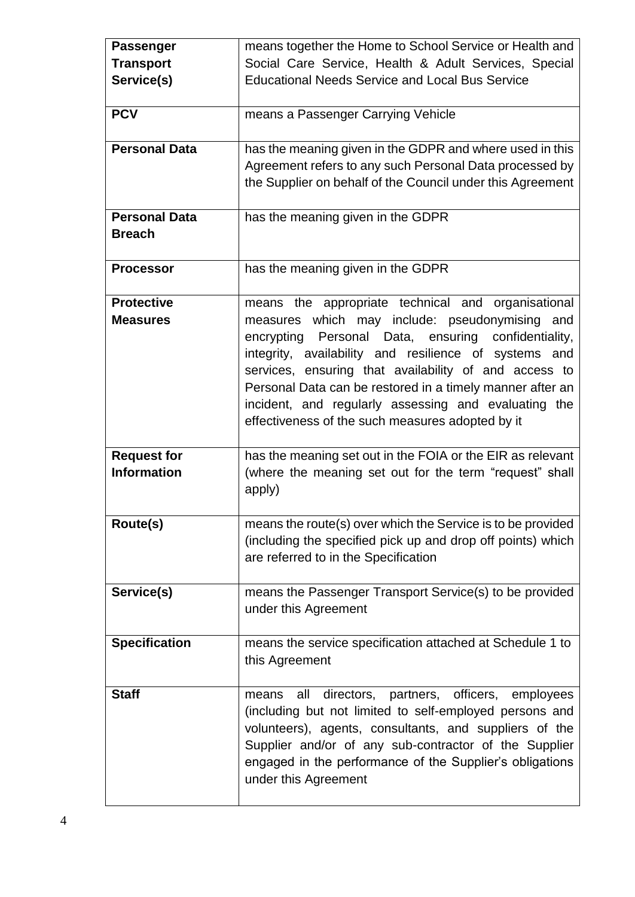| | |
|---|---|
| **Passenger Transport Service(s)** | means together the Home to School Service or Health and Social Care Service, Health & Adult Services, Special Educational Needs Service and Local Bus Service |
| **PCV** | means a Passenger Carrying Vehicle |
| **Personal Data** | has the meaning given in the GDPR and where used in this Agreement refers to any such Personal Data processed by the Supplier on behalf of the Council under this Agreement |
| **Personal Data Breach** | has the meaning given in the GDPR |
| **Processor** | has the meaning given in the GDPR |
| **Protective Measures** | means the appropriate technical and organisational measures which may include: pseudonymising and encrypting Personal Data, ensuring confidentiality, integrity, availability and resilience of systems and services, ensuring that availability of and access to Personal Data can be restored in a timely manner after an incident, and regularly assessing and evaluating the effectiveness of the such measures adopted by it |
| **Request for Information** | has the meaning set out in the FOIA or the EIR as relevant (where the meaning set out for the term "request" shall apply) |
| **Route(s)** | means the route(s) over which the Service is to be provided (including the specified pick up and drop off points) which are referred to in the Specification |
| **Service(s)** | means the Passenger Transport Service(s) to be provided under this Agreement |
| **Specification** | means the service specification attached at Schedule 1 to this Agreement |
| **Staff** | means all directors, partners, officers, employees (including but not limited to self-employed persons and volunteers), agents, consultants, and suppliers of the Supplier and/or of any sub-contractor of the Supplier engaged in the performance of the Supplier's obligations under this Agreement |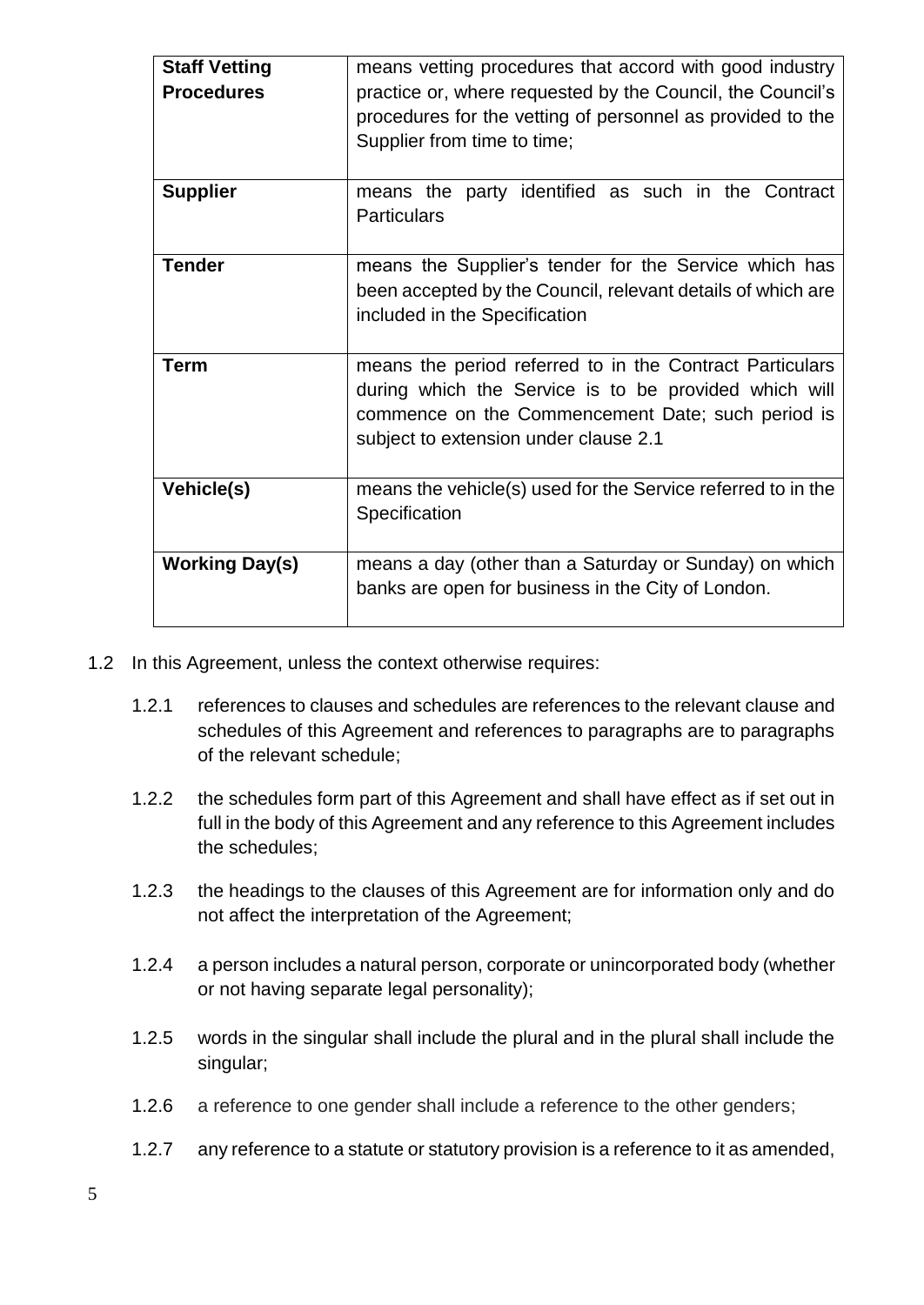| | |
|---|---|
| **Staff Vetting Procedures** | means vetting procedures that accord with good industry practice or, where requested by the Council, the Council's procedures for the vetting of personnel as provided to the Supplier from time to time; |
| **Supplier** | means the party identified as such in the Contract Particulars |
| **Tender** | means the Supplier's tender for the Service which has been accepted by the Council, relevant details of which are included in the Specification |
| **Term** | means the period referred to in the Contract Particulars during which the Service is to be provided which will commence on the Commencement Date; such period is subject to extension under clause 2.1 |
| **Vehicle(s)** | means the vehicle(s) used for the Service referred to in the Specification |
| **Working Day(s)** | means a day (other than a Saturday or Sunday) on which banks are open for business in the City of London. |

1.2 In this Agreement, unless the context otherwise requires:

1.2.1 references to clauses and schedules are references to the relevant clause and schedules of this Agreement and references to paragraphs are to paragraphs of the relevant schedule;

1.2.2 the schedules form part of this Agreement and shall have effect as if set out in full in the body of this Agreement and any reference to this Agreement includes the schedules;

1.2.3 the headings to the clauses of this Agreement are for information only and do not affect the interpretation of the Agreement;

1.2.4 a person includes a natural person, corporate or unincorporated body (whether or not having separate legal personality);

1.2.5 words in the singular shall include the plural and in the plural shall include the singular;

1.2.6 a reference to one gender shall include a reference to the other genders;

1.2.7 any reference to a statute or statutory provision is a reference to it as amended,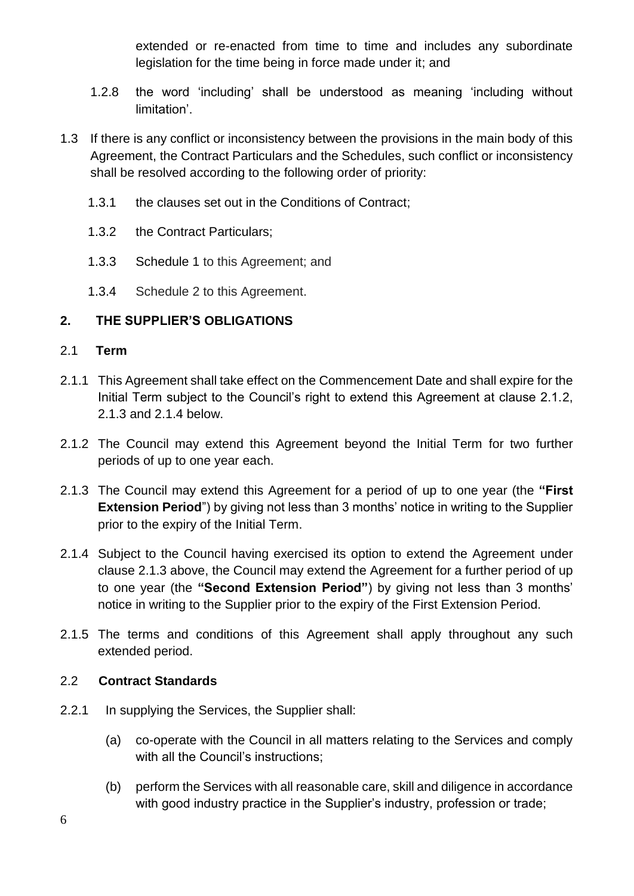extended or re-enacted from time to time and includes any subordinate legislation for the time being in force made under it; and

1.2.8 the word 'including' shall be understood as meaning 'including without limitation'.

1.3 If there is any conflict or inconsistency between the provisions in the main body of this Agreement, the Contract Particulars and the Schedules, such conflict or inconsistency shall be resolved according to the following order of priority:

1.3.1 the clauses set out in the Conditions of Contract;

1.3.2 the Contract Particulars;

1.3.3 Schedule 1 to this Agreement; and

1.3.4 Schedule 2 to this Agreement.

## 2. THE SUPPLIER'S OBLIGATIONS

### 2.1 Term

2.1.1 This Agreement shall take effect on the Commencement Date and shall expire for the Initial Term subject to the Council's right to extend this Agreement at clause 2.1.2, 2.1.3 and 2.1.4 below.

2.1.2 The Council may extend this Agreement beyond the Initial Term for two further periods of up to one year each.

2.1.3 The Council may extend this Agreement for a period of up to one year (the **"First Extension Period**") by giving not less than 3 months' notice in writing to the Supplier prior to the expiry of the Initial Term.

2.1.4 Subject to the Council having exercised its option to extend the Agreement under clause 2.1.3 above, the Council may extend the Agreement for a further period of up to one year (the **"Second Extension Period"**) by giving not less than 3 months' notice in writing to the Supplier prior to the expiry of the First Extension Period.

2.1.5 The terms and conditions of this Agreement shall apply throughout any such extended period.

### 2.2 Contract Standards

2.2.1 In supplying the Services, the Supplier shall:

(a) co-operate with the Council in all matters relating to the Services and comply with all the Council's instructions;

(b) perform the Services with all reasonable care, skill and diligence in accordance with good industry practice in the Supplier's industry, profession or trade;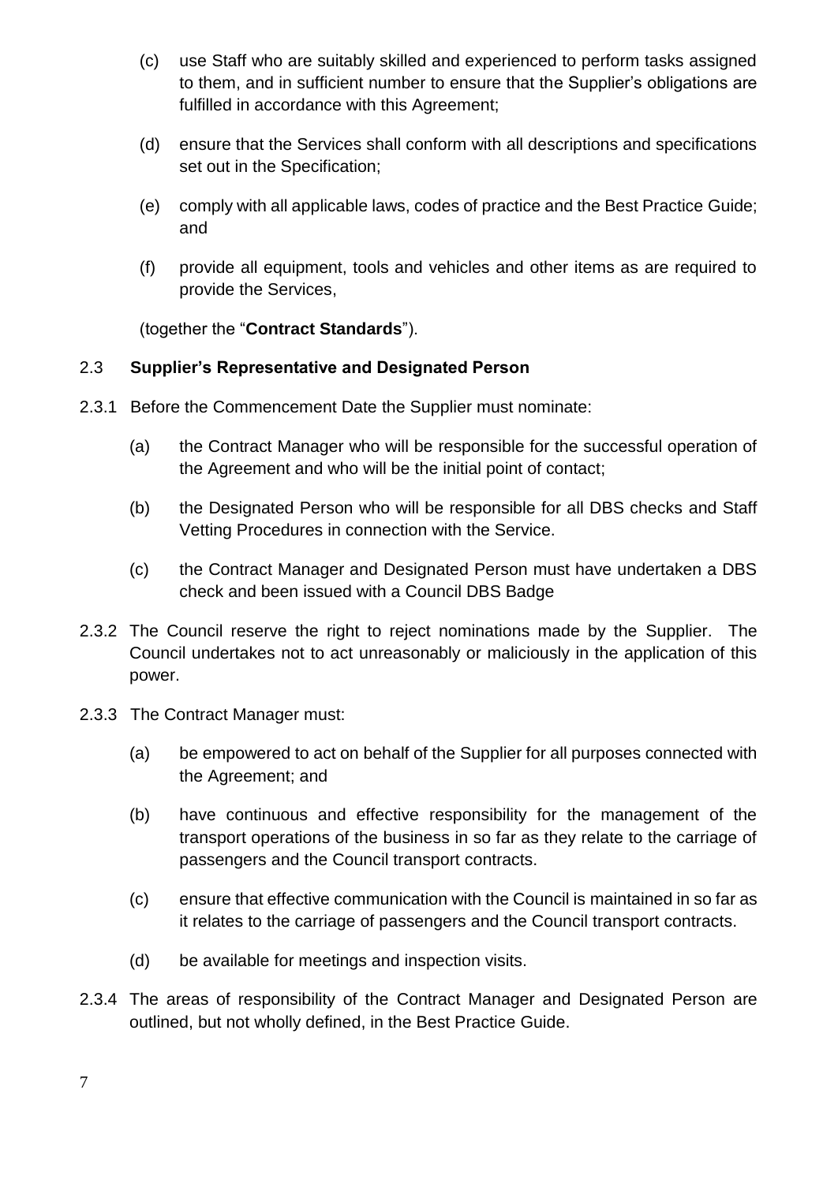(c) use Staff who are suitably skilled and experienced to perform tasks assigned to them, and in sufficient number to ensure that the Supplier's obligations are fulfilled in accordance with this Agreement;

(d) ensure that the Services shall conform with all descriptions and specifications set out in the Specification;

(e) comply with all applicable laws, codes of practice and the Best Practice Guide; and

(f) provide all equipment, tools and vehicles and other items as are required to provide the Services,

(together the "**Contract Standards**").

### 2.3 Supplier's Representative and Designated Person

2.3.1 Before the Commencement Date the Supplier must nominate:

(a) the Contract Manager who will be responsible for the successful operation of the Agreement and who will be the initial point of contact;

(b) the Designated Person who will be responsible for all DBS checks and Staff Vetting Procedures in connection with the Service.

(c) the Contract Manager and Designated Person must have undertaken a DBS check and been issued with a Council DBS Badge

2.3.2 The Council reserve the right to reject nominations made by the Supplier. The Council undertakes not to act unreasonably or maliciously in the application of this power.

2.3.3 The Contract Manager must:

(a) be empowered to act on behalf of the Supplier for all purposes connected with the Agreement; and

(b) have continuous and effective responsibility for the management of the transport operations of the business in so far as they relate to the carriage of passengers and the Council transport contracts.

(c) ensure that effective communication with the Council is maintained in so far as it relates to the carriage of passengers and the Council transport contracts.

(d) be available for meetings and inspection visits.

2.3.4 The areas of responsibility of the Contract Manager and Designated Person are outlined, but not wholly defined, in the Best Practice Guide.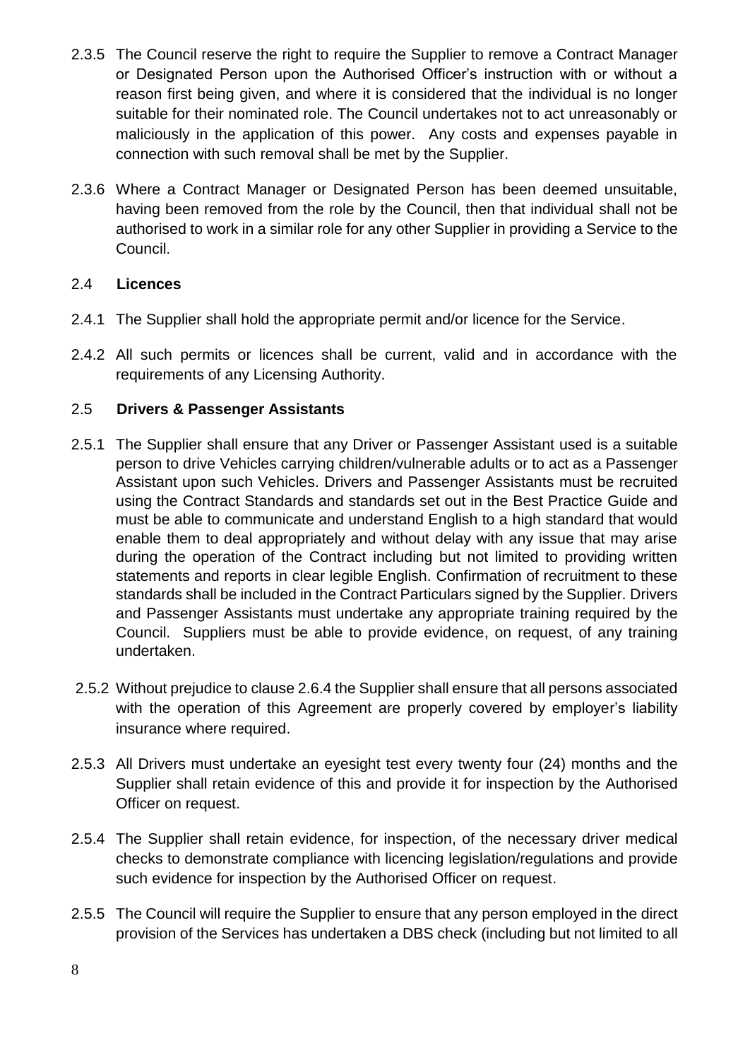2.3.5 The Council reserve the right to require the Supplier to remove a Contract Manager or Designated Person upon the Authorised Officer's instruction with or without a reason first being given, and where it is considered that the individual is no longer suitable for their nominated role. The Council undertakes not to act unreasonably or maliciously in the application of this power. Any costs and expenses payable in connection with such removal shall be met by the Supplier.

2.3.6 Where a Contract Manager or Designated Person has been deemed unsuitable, having been removed from the role by the Council, then that individual shall not be authorised to work in a similar role for any other Supplier in providing a Service to the Council.

## 2.4 Licences

2.4.1 The Supplier shall hold the appropriate permit and/or licence for the Service.

2.4.2 All such permits or licences shall be current, valid and in accordance with the requirements of any Licensing Authority.

## 2.5 Drivers & Passenger Assistants

2.5.1 The Supplier shall ensure that any Driver or Passenger Assistant used is a suitable person to drive Vehicles carrying children/vulnerable adults or to act as a Passenger Assistant upon such Vehicles. Drivers and Passenger Assistants must be recruited using the Contract Standards and standards set out in the Best Practice Guide and must be able to communicate and understand English to a high standard that would enable them to deal appropriately and without delay with any issue that may arise during the operation of the Contract including but not limited to providing written statements and reports in clear legible English. Confirmation of recruitment to these standards shall be included in the Contract Particulars signed by the Supplier. Drivers and Passenger Assistants must undertake any appropriate training required by the Council. Suppliers must be able to provide evidence, on request, of any training undertaken.

2.5.2 Without prejudice to clause 2.6.4 the Supplier shall ensure that all persons associated with the operation of this Agreement are properly covered by employer's liability insurance where required.

2.5.3 All Drivers must undertake an eyesight test every twenty four (24) months and the Supplier shall retain evidence of this and provide it for inspection by the Authorised Officer on request.

2.5.4 The Supplier shall retain evidence, for inspection, of the necessary driver medical checks to demonstrate compliance with licencing legislation/regulations and provide such evidence for inspection by the Authorised Officer on request.

2.5.5 The Council will require the Supplier to ensure that any person employed in the direct provision of the Services has undertaken a DBS check (including but not limited to all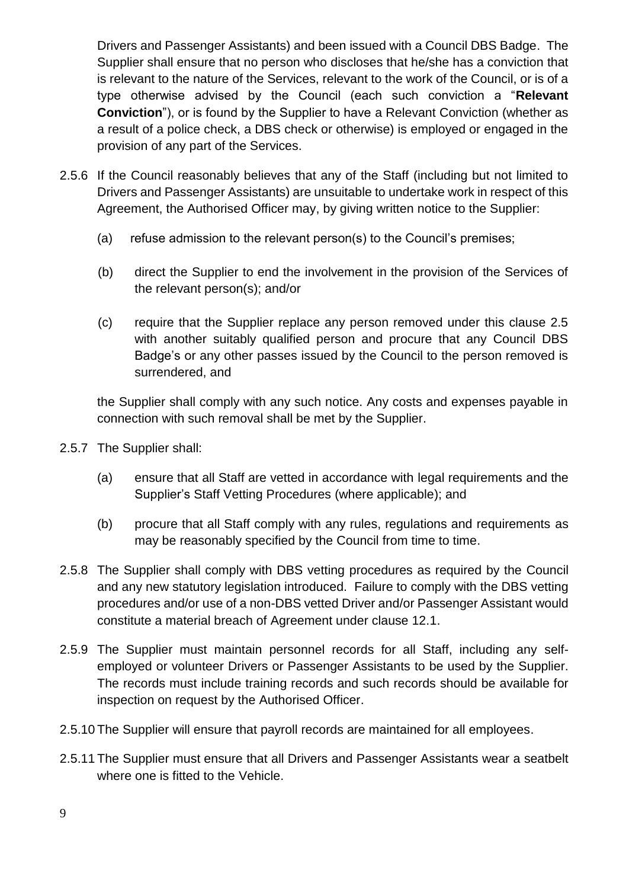Drivers and Passenger Assistants) and been issued with a Council DBS Badge. The Supplier shall ensure that no person who discloses that he/she has a conviction that is relevant to the nature of the Services, relevant to the work of the Council, or is of a type otherwise advised by the Council (each such conviction a "**Relevant Conviction**"), or is found by the Supplier to have a Relevant Conviction (whether as a result of a police check, a DBS check or otherwise) is employed or engaged in the provision of any part of the Services.

2.5.6 If the Council reasonably believes that any of the Staff (including but not limited to Drivers and Passenger Assistants) are unsuitable to undertake work in respect of this Agreement, the Authorised Officer may, by giving written notice to the Supplier:

(a) refuse admission to the relevant person(s) to the Council's premises;

(b) direct the Supplier to end the involvement in the provision of the Services of the relevant person(s); and/or

(c) require that the Supplier replace any person removed under this clause 2.5 with another suitably qualified person and procure that any Council DBS Badge's or any other passes issued by the Council to the person removed is surrendered, and

the Supplier shall comply with any such notice. Any costs and expenses payable in connection with such removal shall be met by the Supplier.

2.5.7 The Supplier shall:

(a) ensure that all Staff are vetted in accordance with legal requirements and the Supplier's Staff Vetting Procedures (where applicable); and

(b) procure that all Staff comply with any rules, regulations and requirements as may be reasonably specified by the Council from time to time.

2.5.8 The Supplier shall comply with DBS vetting procedures as required by the Council and any new statutory legislation introduced. Failure to comply with the DBS vetting procedures and/or use of a non-DBS vetted Driver and/or Passenger Assistant would constitute a material breach of Agreement under clause 12.1.

2.5.9 The Supplier must maintain personnel records for all Staff, including any self-employed or volunteer Drivers or Passenger Assistants to be used by the Supplier. The records must include training records and such records should be available for inspection on request by the Authorised Officer.

2.5.10 The Supplier will ensure that payroll records are maintained for all employees.

2.5.11 The Supplier must ensure that all Drivers and Passenger Assistants wear a seatbelt where one is fitted to the Vehicle.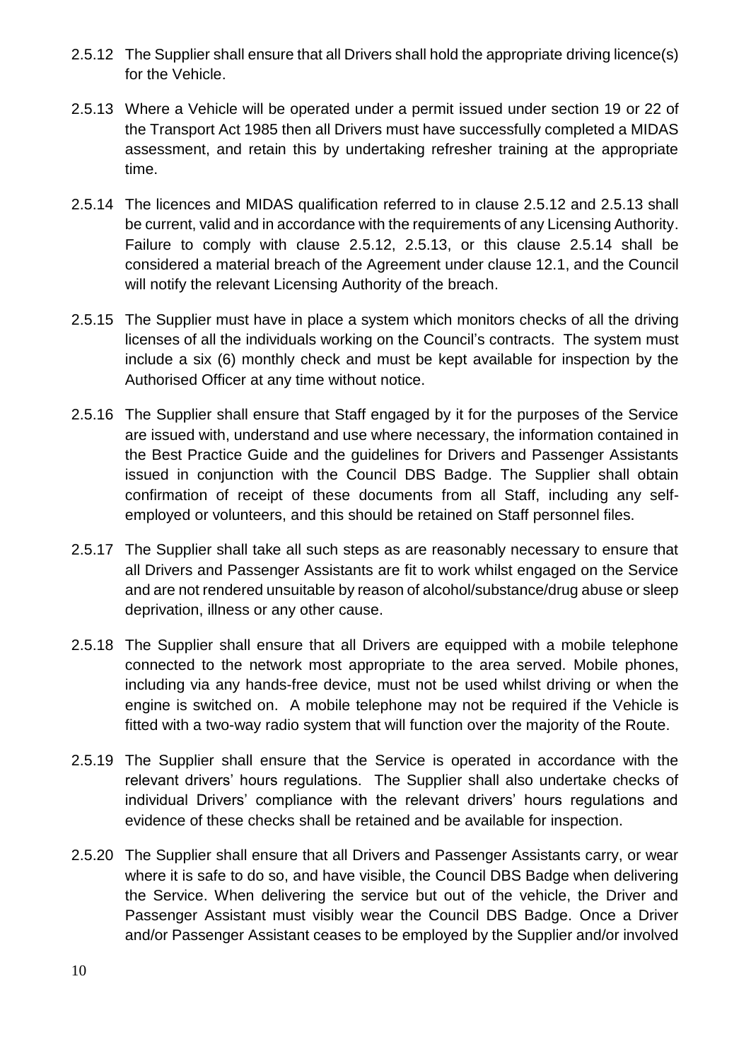2.5.12 The Supplier shall ensure that all Drivers shall hold the appropriate driving licence(s) for the Vehicle.

2.5.13 Where a Vehicle will be operated under a permit issued under section 19 or 22 of the Transport Act 1985 then all Drivers must have successfully completed a MIDAS assessment, and retain this by undertaking refresher training at the appropriate time.

2.5.14 The licences and MIDAS qualification referred to in clause 2.5.12 and 2.5.13 shall be current, valid and in accordance with the requirements of any Licensing Authority. Failure to comply with clause 2.5.12, 2.5.13, or this clause 2.5.14 shall be considered a material breach of the Agreement under clause 12.1, and the Council will notify the relevant Licensing Authority of the breach.

2.5.15 The Supplier must have in place a system which monitors checks of all the driving licenses of all the individuals working on the Council's contracts. The system must include a six (6) monthly check and must be kept available for inspection by the Authorised Officer at any time without notice.

2.5.16 The Supplier shall ensure that Staff engaged by it for the purposes of the Service are issued with, understand and use where necessary, the information contained in the Best Practice Guide and the guidelines for Drivers and Passenger Assistants issued in conjunction with the Council DBS Badge. The Supplier shall obtain confirmation of receipt of these documents from all Staff, including any self-employed or volunteers, and this should be retained on Staff personnel files.

2.5.17 The Supplier shall take all such steps as are reasonably necessary to ensure that all Drivers and Passenger Assistants are fit to work whilst engaged on the Service and are not rendered unsuitable by reason of alcohol/substance/drug abuse or sleep deprivation, illness or any other cause.

2.5.18 The Supplier shall ensure that all Drivers are equipped with a mobile telephone connected to the network most appropriate to the area served. Mobile phones, including via any hands-free device, must not be used whilst driving or when the engine is switched on. A mobile telephone may not be required if the Vehicle is fitted with a two-way radio system that will function over the majority of the Route.

2.5.19 The Supplier shall ensure that the Service is operated in accordance with the relevant drivers' hours regulations. The Supplier shall also undertake checks of individual Drivers' compliance with the relevant drivers' hours regulations and evidence of these checks shall be retained and be available for inspection.

2.5.20 The Supplier shall ensure that all Drivers and Passenger Assistants carry, or wear where it is safe to do so, and have visible, the Council DBS Badge when delivering the Service. When delivering the service but out of the vehicle, the Driver and Passenger Assistant must visibly wear the Council DBS Badge. Once a Driver and/or Passenger Assistant ceases to be employed by the Supplier and/or involved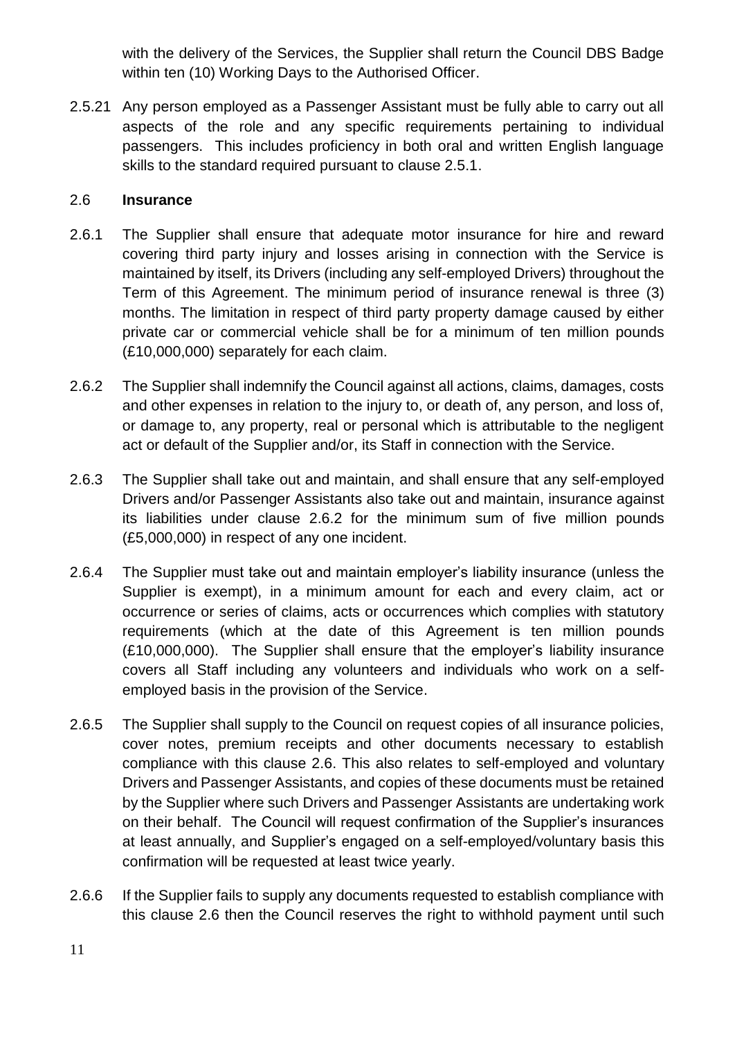with the delivery of the Services, the Supplier shall return the Council DBS Badge within ten (10) Working Days to the Authorised Officer.

2.5.21 Any person employed as a Passenger Assistant must be fully able to carry out all aspects of the role and any specific requirements pertaining to individual passengers. This includes proficiency in both oral and written English language skills to the standard required pursuant to clause 2.5.1.

## 2.6 **Insurance**

2.6.1 The Supplier shall ensure that adequate motor insurance for hire and reward covering third party injury and losses arising in connection with the Service is maintained by itself, its Drivers (including any self-employed Drivers) throughout the Term of this Agreement. The minimum period of insurance renewal is three (3) months. The limitation in respect of third party property damage caused by either private car or commercial vehicle shall be for a minimum of ten million pounds (£10,000,000) separately for each claim.

2.6.2 The Supplier shall indemnify the Council against all actions, claims, damages, costs and other expenses in relation to the injury to, or death of, any person, and loss of, or damage to, any property, real or personal which is attributable to the negligent act or default of the Supplier and/or, its Staff in connection with the Service.

2.6.3 The Supplier shall take out and maintain, and shall ensure that any self-employed Drivers and/or Passenger Assistants also take out and maintain, insurance against its liabilities under clause 2.6.2 for the minimum sum of five million pounds (£5,000,000) in respect of any one incident.

2.6.4 The Supplier must take out and maintain employer's liability insurance (unless the Supplier is exempt), in a minimum amount for each and every claim, act or occurrence or series of claims, acts or occurrences which complies with statutory requirements (which at the date of this Agreement is ten million pounds (£10,000,000). The Supplier shall ensure that the employer's liability insurance covers all Staff including any volunteers and individuals who work on a self-employed basis in the provision of the Service.

2.6.5 The Supplier shall supply to the Council on request copies of all insurance policies, cover notes, premium receipts and other documents necessary to establish compliance with this clause 2.6. This also relates to self-employed and voluntary Drivers and Passenger Assistants, and copies of these documents must be retained by the Supplier where such Drivers and Passenger Assistants are undertaking work on their behalf. The Council will request confirmation of the Supplier's insurances at least annually, and Supplier's engaged on a self-employed/voluntary basis this confirmation will be requested at least twice yearly.

2.6.6 If the Supplier fails to supply any documents requested to establish compliance with this clause 2.6 then the Council reserves the right to withhold payment until such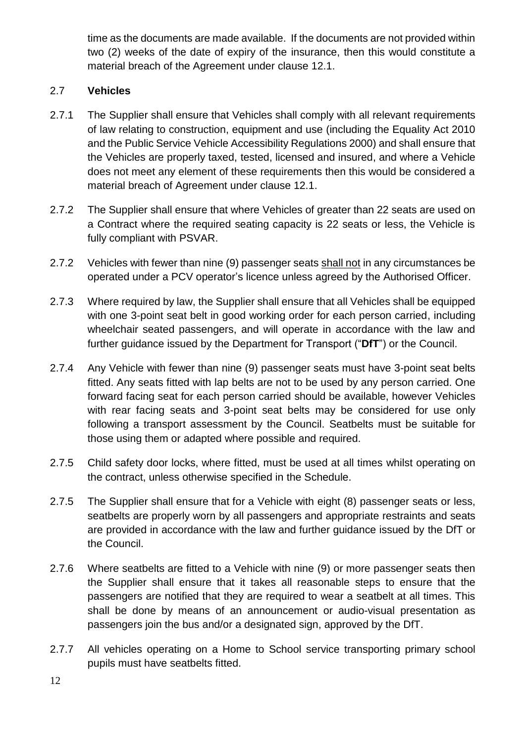time as the documents are made available. If the documents are not provided within two (2) weeks of the date of expiry of the insurance, then this would constitute a material breach of the Agreement under clause 12.1.

## 2.7 **Vehicles**

2.7.1 The Supplier shall ensure that Vehicles shall comply with all relevant requirements of law relating to construction, equipment and use (including the Equality Act 2010 and the Public Service Vehicle Accessibility Regulations 2000) and shall ensure that the Vehicles are properly taxed, tested, licensed and insured, and where a Vehicle does not meet any element of these requirements then this would be considered a material breach of Agreement under clause 12.1.

2.7.2 The Supplier shall ensure that where Vehicles of greater than 22 seats are used on a Contract where the required seating capacity is 22 seats or less, the Vehicle is fully compliant with PSVAR.

2.7.2 Vehicles with fewer than nine (9) passenger seats <u>shall not</u> in any circumstances be operated under a PCV operator's licence unless agreed by the Authorised Officer.

2.7.3 Where required by law, the Supplier shall ensure that all Vehicles shall be equipped with one 3-point seat belt in good working order for each person carried, including wheelchair seated passengers, and will operate in accordance with the law and further guidance issued by the Department for Transport ("**DfT**") or the Council.

2.7.4 Any Vehicle with fewer than nine (9) passenger seats must have 3-point seat belts fitted. Any seats fitted with lap belts are not to be used by any person carried. One forward facing seat for each person carried should be available, however Vehicles with rear facing seats and 3-point seat belts may be considered for use only following a transport assessment by the Council. Seatbelts must be suitable for those using them or adapted where possible and required.

2.7.5 Child safety door locks, where fitted, must be used at all times whilst operating on the contract, unless otherwise specified in the Schedule.

2.7.5 The Supplier shall ensure that for a Vehicle with eight (8) passenger seats or less, seatbelts are properly worn by all passengers and appropriate restraints and seats are provided in accordance with the law and further guidance issued by the DfT or the Council.

2.7.6 Where seatbelts are fitted to a Vehicle with nine (9) or more passenger seats then the Supplier shall ensure that it takes all reasonable steps to ensure that the passengers are notified that they are required to wear a seatbelt at all times. This shall be done by means of an announcement or audio-visual presentation as passengers join the bus and/or a designated sign, approved by the DfT.

2.7.7 All vehicles operating on a Home to School service transporting primary school pupils must have seatbelts fitted.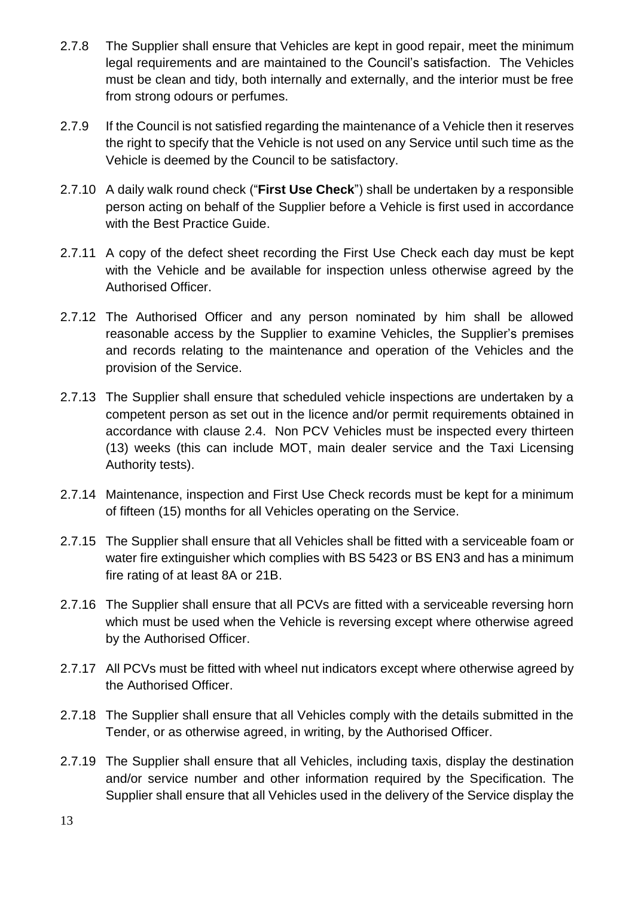2.7.8 The Supplier shall ensure that Vehicles are kept in good repair, meet the minimum legal requirements and are maintained to the Council's satisfaction. The Vehicles must be clean and tidy, both internally and externally, and the interior must be free from strong odours or perfumes.

2.7.9 If the Council is not satisfied regarding the maintenance of a Vehicle then it reserves the right to specify that the Vehicle is not used on any Service until such time as the Vehicle is deemed by the Council to be satisfactory.

2.7.10 A daily walk round check ("**First Use Check**") shall be undertaken by a responsible person acting on behalf of the Supplier before a Vehicle is first used in accordance with the Best Practice Guide.

2.7.11 A copy of the defect sheet recording the First Use Check each day must be kept with the Vehicle and be available for inspection unless otherwise agreed by the Authorised Officer.

2.7.12 The Authorised Officer and any person nominated by him shall be allowed reasonable access by the Supplier to examine Vehicles, the Supplier's premises and records relating to the maintenance and operation of the Vehicles and the provision of the Service.

2.7.13 The Supplier shall ensure that scheduled vehicle inspections are undertaken by a competent person as set out in the licence and/or permit requirements obtained in accordance with clause 2.4. Non PCV Vehicles must be inspected every thirteen (13) weeks (this can include MOT, main dealer service and the Taxi Licensing Authority tests).

2.7.14 Maintenance, inspection and First Use Check records must be kept for a minimum of fifteen (15) months for all Vehicles operating on the Service.

2.7.15 The Supplier shall ensure that all Vehicles shall be fitted with a serviceable foam or water fire extinguisher which complies with BS 5423 or BS EN3 and has a minimum fire rating of at least 8A or 21B.

2.7.16 The Supplier shall ensure that all PCVs are fitted with a serviceable reversing horn which must be used when the Vehicle is reversing except where otherwise agreed by the Authorised Officer.

2.7.17 All PCVs must be fitted with wheel nut indicators except where otherwise agreed by the Authorised Officer.

2.7.18 The Supplier shall ensure that all Vehicles comply with the details submitted in the Tender, or as otherwise agreed, in writing, by the Authorised Officer.

2.7.19 The Supplier shall ensure that all Vehicles, including taxis, display the destination and/or service number and other information required by the Specification. The Supplier shall ensure that all Vehicles used in the delivery of the Service display the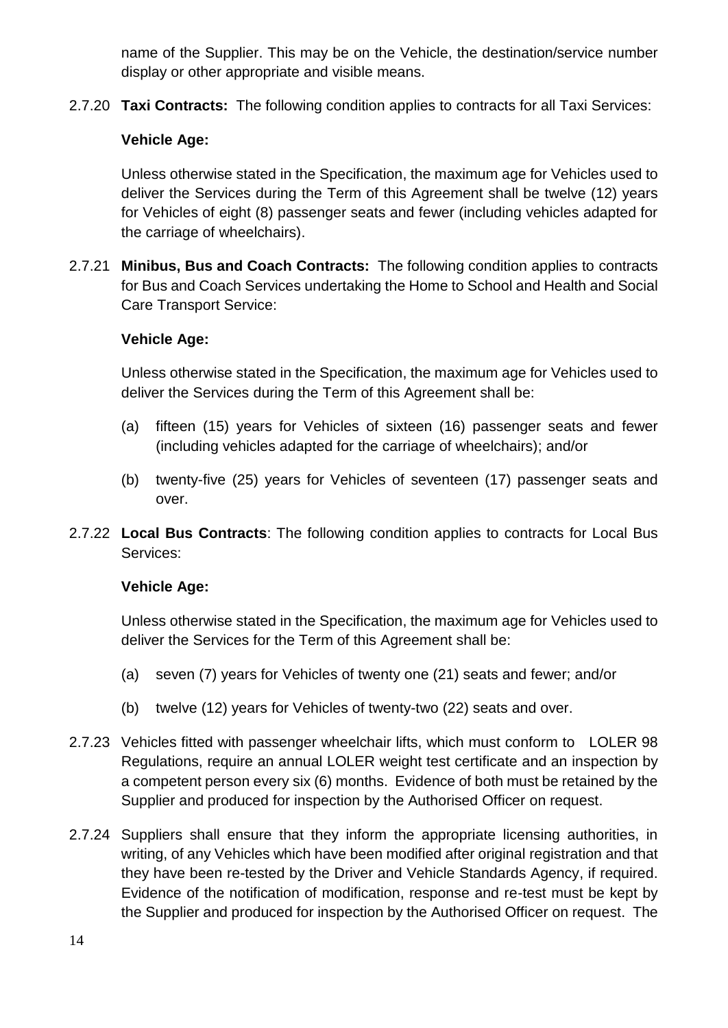name of the Supplier. This may be on the Vehicle, the destination/service number display or other appropriate and visible means.

2.7.20 **Taxi Contracts:** The following condition applies to contracts for all Taxi Services:

**Vehicle Age:**

Unless otherwise stated in the Specification, the maximum age for Vehicles used to deliver the Services during the Term of this Agreement shall be twelve (12) years for Vehicles of eight (8) passenger seats and fewer (including vehicles adapted for the carriage of wheelchairs).

2.7.21 **Minibus, Bus and Coach Contracts:** The following condition applies to contracts for Bus and Coach Services undertaking the Home to School and Health and Social Care Transport Service:

**Vehicle Age:**

Unless otherwise stated in the Specification, the maximum age for Vehicles used to deliver the Services during the Term of this Agreement shall be:

(a) fifteen (15) years for Vehicles of sixteen (16) passenger seats and fewer (including vehicles adapted for the carriage of wheelchairs); and/or

(b) twenty-five (25) years for Vehicles of seventeen (17) passenger seats and over.

2.7.22 **Local Bus Contracts**: The following condition applies to contracts for Local Bus Services:

**Vehicle Age:**

Unless otherwise stated in the Specification, the maximum age for Vehicles used to deliver the Services for the Term of this Agreement shall be:

(a) seven (7) years for Vehicles of twenty one (21) seats and fewer; and/or

(b) twelve (12) years for Vehicles of twenty-two (22) seats and over.

2.7.23 Vehicles fitted with passenger wheelchair lifts, which must conform to LOLER 98 Regulations, require an annual LOLER weight test certificate and an inspection by a competent person every six (6) months. Evidence of both must be retained by the Supplier and produced for inspection by the Authorised Officer on request.

2.7.24 Suppliers shall ensure that they inform the appropriate licensing authorities, in writing, of any Vehicles which have been modified after original registration and that they have been re-tested by the Driver and Vehicle Standards Agency, if required. Evidence of the notification of modification, response and re-test must be kept by the Supplier and produced for inspection by the Authorised Officer on request. The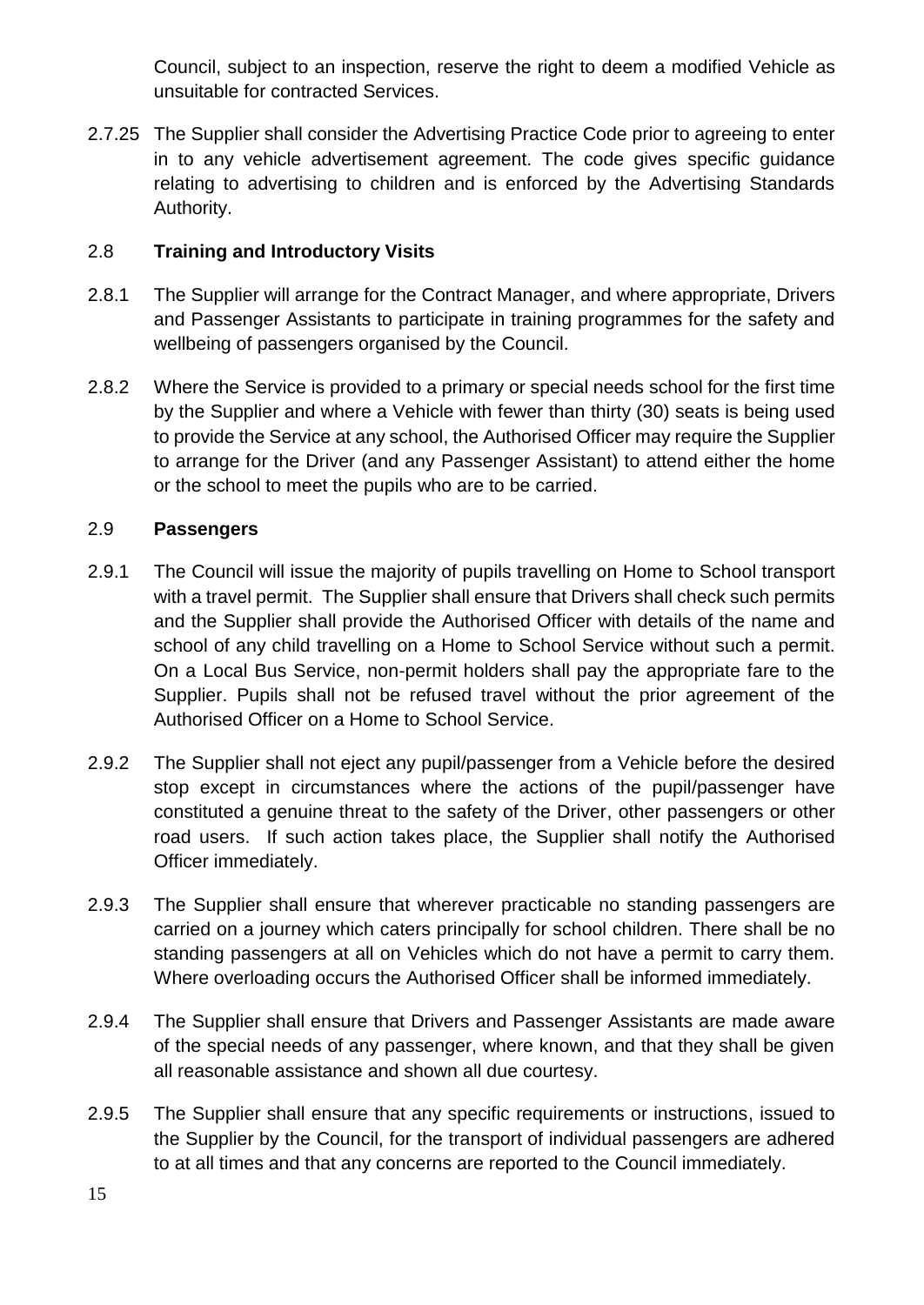Council, subject to an inspection, reserve the right to deem a modified Vehicle as unsuitable for contracted Services.

2.7.25 The Supplier shall consider the Advertising Practice Code prior to agreeing to enter in to any vehicle advertisement agreement. The code gives specific guidance relating to advertising to children and is enforced by the Advertising Standards Authority.

## 2.8 Training and Introductory Visits

2.8.1 The Supplier will arrange for the Contract Manager, and where appropriate, Drivers and Passenger Assistants to participate in training programmes for the safety and wellbeing of passengers organised by the Council.

2.8.2 Where the Service is provided to a primary or special needs school for the first time by the Supplier and where a Vehicle with fewer than thirty (30) seats is being used to provide the Service at any school, the Authorised Officer may require the Supplier to arrange for the Driver (and any Passenger Assistant) to attend either the home or the school to meet the pupils who are to be carried.

## 2.9 Passengers

2.9.1 The Council will issue the majority of pupils travelling on Home to School transport with a travel permit. The Supplier shall ensure that Drivers shall check such permits and the Supplier shall provide the Authorised Officer with details of the name and school of any child travelling on a Home to School Service without such a permit. On a Local Bus Service, non-permit holders shall pay the appropriate fare to the Supplier. Pupils shall not be refused travel without the prior agreement of the Authorised Officer on a Home to School Service.

2.9.2 The Supplier shall not eject any pupil/passenger from a Vehicle before the desired stop except in circumstances where the actions of the pupil/passenger have constituted a genuine threat to the safety of the Driver, other passengers or other road users. If such action takes place, the Supplier shall notify the Authorised Officer immediately.

2.9.3 The Supplier shall ensure that wherever practicable no standing passengers are carried on a journey which caters principally for school children. There shall be no standing passengers at all on Vehicles which do not have a permit to carry them. Where overloading occurs the Authorised Officer shall be informed immediately.

2.9.4 The Supplier shall ensure that Drivers and Passenger Assistants are made aware of the special needs of any passenger, where known, and that they shall be given all reasonable assistance and shown all due courtesy.

2.9.5 The Supplier shall ensure that any specific requirements or instructions, issued to the Supplier by the Council, for the transport of individual passengers are adhered to at all times and that any concerns are reported to the Council immediately.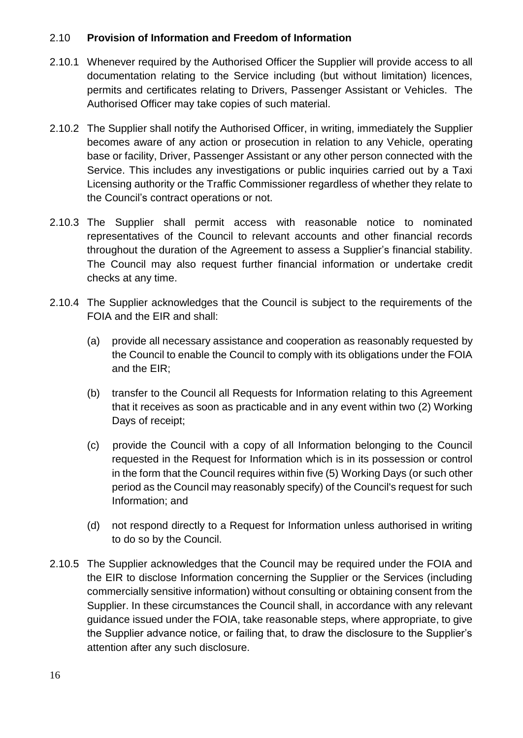## 2.10 **Provision of Information and Freedom of Information**

2.10.1 Whenever required by the Authorised Officer the Supplier will provide access to all documentation relating to the Service including (but without limitation) licences, permits and certificates relating to Drivers, Passenger Assistant or Vehicles. The Authorised Officer may take copies of such material.

2.10.2 The Supplier shall notify the Authorised Officer, in writing, immediately the Supplier becomes aware of any action or prosecution in relation to any Vehicle, operating base or facility, Driver, Passenger Assistant or any other person connected with the Service. This includes any investigations or public inquiries carried out by a Taxi Licensing authority or the Traffic Commissioner regardless of whether they relate to the Council's contract operations or not.

2.10.3 The Supplier shall permit access with reasonable notice to nominated representatives of the Council to relevant accounts and other financial records throughout the duration of the Agreement to assess a Supplier's financial stability. The Council may also request further financial information or undertake credit checks at any time.

2.10.4 The Supplier acknowledges that the Council is subject to the requirements of the FOIA and the EIR and shall:

(a) provide all necessary assistance and cooperation as reasonably requested by the Council to enable the Council to comply with its obligations under the FOIA and the EIR;

(b) transfer to the Council all Requests for Information relating to this Agreement that it receives as soon as practicable and in any event within two (2) Working Days of receipt;

(c) provide the Council with a copy of all Information belonging to the Council requested in the Request for Information which is in its possession or control in the form that the Council requires within five (5) Working Days (or such other period as the Council may reasonably specify) of the Council's request for such Information; and

(d) not respond directly to a Request for Information unless authorised in writing to do so by the Council.

2.10.5 The Supplier acknowledges that the Council may be required under the FOIA and the EIR to disclose Information concerning the Supplier or the Services (including commercially sensitive information) without consulting or obtaining consent from the Supplier. In these circumstances the Council shall, in accordance with any relevant guidance issued under the FOIA, take reasonable steps, where appropriate, to give the Supplier advance notice, or failing that, to draw the disclosure to the Supplier's attention after any such disclosure.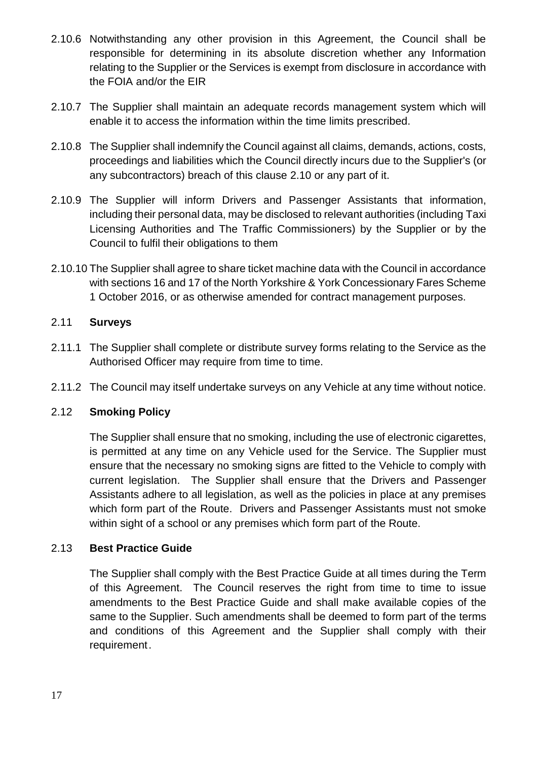2.10.6 Notwithstanding any other provision in this Agreement, the Council shall be responsible for determining in its absolute discretion whether any Information relating to the Supplier or the Services is exempt from disclosure in accordance with the FOIA and/or the EIR

2.10.7 The Supplier shall maintain an adequate records management system which will enable it to access the information within the time limits prescribed.

2.10.8 The Supplier shall indemnify the Council against all claims, demands, actions, costs, proceedings and liabilities which the Council directly incurs due to the Supplier's (or any subcontractors) breach of this clause 2.10 or any part of it.

2.10.9 The Supplier will inform Drivers and Passenger Assistants that information, including their personal data, may be disclosed to relevant authorities (including Taxi Licensing Authorities and The Traffic Commissioners) by the Supplier or by the Council to fulfil their obligations to them

2.10.10 The Supplier shall agree to share ticket machine data with the Council in accordance with sections 16 and 17 of the North Yorkshire & York Concessionary Fares Scheme 1 October 2016, or as otherwise amended for contract management purposes.

2.11 **Surveys**

2.11.1 The Supplier shall complete or distribute survey forms relating to the Service as the Authorised Officer may require from time to time.

2.11.2 The Council may itself undertake surveys on any Vehicle at any time without notice.

2.12 **Smoking Policy**

The Supplier shall ensure that no smoking, including the use of electronic cigarettes, is permitted at any time on any Vehicle used for the Service. The Supplier must ensure that the necessary no smoking signs are fitted to the Vehicle to comply with current legislation. The Supplier shall ensure that the Drivers and Passenger Assistants adhere to all legislation, as well as the policies in place at any premises which form part of the Route. Drivers and Passenger Assistants must not smoke within sight of a school or any premises which form part of the Route.

2.13 **Best Practice Guide**

The Supplier shall comply with the Best Practice Guide at all times during the Term of this Agreement. The Council reserves the right from time to time to issue amendments to the Best Practice Guide and shall make available copies of the same to the Supplier. Such amendments shall be deemed to form part of the terms and conditions of this Agreement and the Supplier shall comply with their requirement.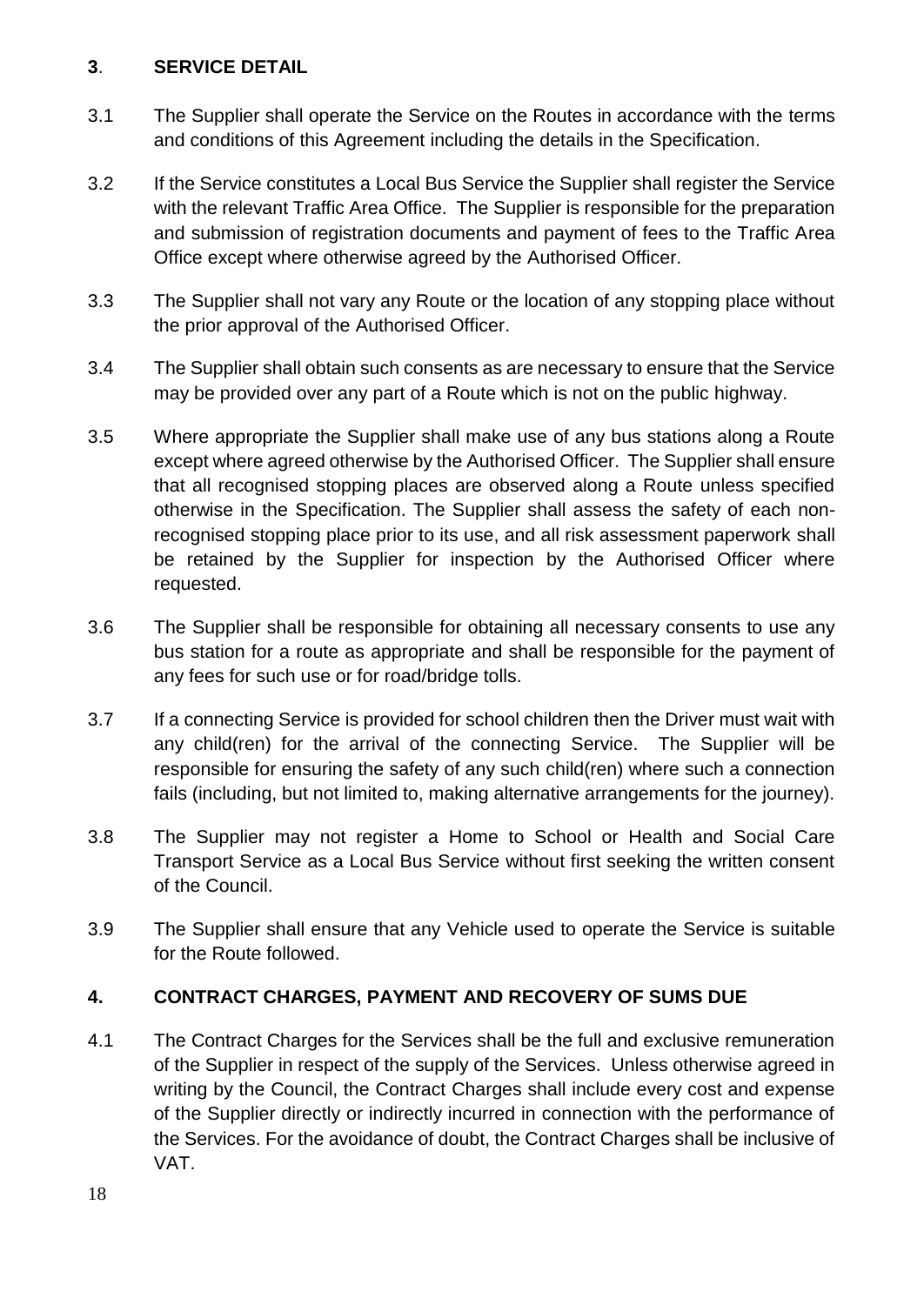## **3**. **SERVICE DETAIL**

3.1 The Supplier shall operate the Service on the Routes in accordance with the terms and conditions of this Agreement including the details in the Specification.

3.2 If the Service constitutes a Local Bus Service the Supplier shall register the Service with the relevant Traffic Area Office. The Supplier is responsible for the preparation and submission of registration documents and payment of fees to the Traffic Area Office except where otherwise agreed by the Authorised Officer.

3.3 The Supplier shall not vary any Route or the location of any stopping place without the prior approval of the Authorised Officer.

3.4 The Supplier shall obtain such consents as are necessary to ensure that the Service may be provided over any part of a Route which is not on the public highway.

3.5 Where appropriate the Supplier shall make use of any bus stations along a Route except where agreed otherwise by the Authorised Officer. The Supplier shall ensure that all recognised stopping places are observed along a Route unless specified otherwise in the Specification. The Supplier shall assess the safety of each non-recognised stopping place prior to its use, and all risk assessment paperwork shall be retained by the Supplier for inspection by the Authorised Officer where requested.

3.6 The Supplier shall be responsible for obtaining all necessary consents to use any bus station for a route as appropriate and shall be responsible for the payment of any fees for such use or for road/bridge tolls.

3.7 If a connecting Service is provided for school children then the Driver must wait with any child(ren) for the arrival of the connecting Service. The Supplier will be responsible for ensuring the safety of any such child(ren) where such a connection fails (including, but not limited to, making alternative arrangements for the journey).

3.8 The Supplier may not register a Home to School or Health and Social Care Transport Service as a Local Bus Service without first seeking the written consent of the Council.

3.9 The Supplier shall ensure that any Vehicle used to operate the Service is suitable for the Route followed.

## **4. CONTRACT CHARGES, PAYMENT AND RECOVERY OF SUMS DUE**

4.1 The Contract Charges for the Services shall be the full and exclusive remuneration of the Supplier in respect of the supply of the Services. Unless otherwise agreed in writing by the Council, the Contract Charges shall include every cost and expense of the Supplier directly or indirectly incurred in connection with the performance of the Services. For the avoidance of doubt, the Contract Charges shall be inclusive of VAT.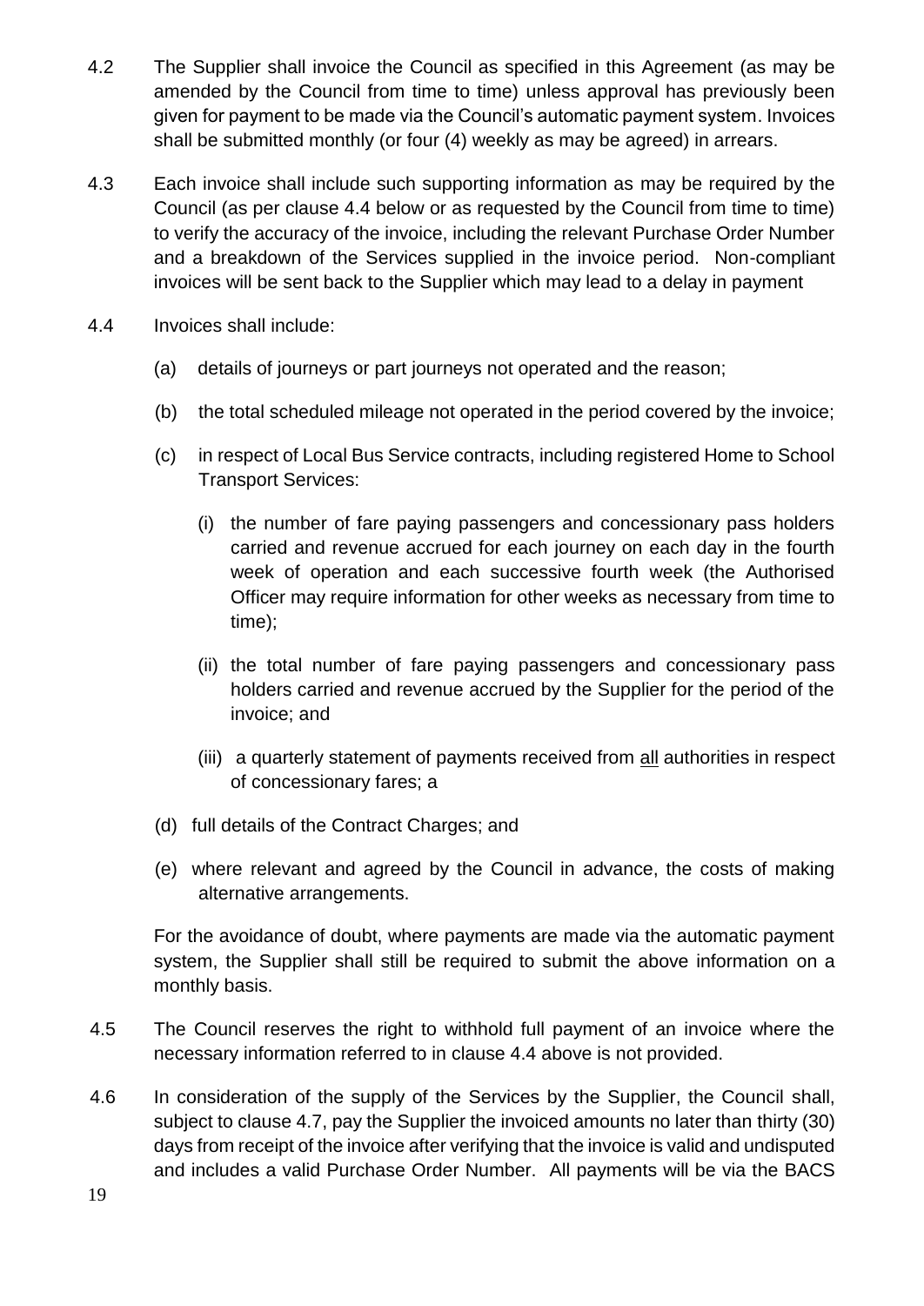4.2 The Supplier shall invoice the Council as specified in this Agreement (as may be amended by the Council from time to time) unless approval has previously been given for payment to be made via the Council's automatic payment system. Invoices shall be submitted monthly (or four (4) weekly as may be agreed) in arrears.

4.3 Each invoice shall include such supporting information as may be required by the Council (as per clause 4.4 below or as requested by the Council from time to time) to verify the accuracy of the invoice, including the relevant Purchase Order Number and a breakdown of the Services supplied in the invoice period. Non-compliant invoices will be sent back to the Supplier which may lead to a delay in payment

4.4 Invoices shall include:

(a) details of journeys or part journeys not operated and the reason;

(b) the total scheduled mileage not operated in the period covered by the invoice;

(c) in respect of Local Bus Service contracts, including registered Home to School Transport Services:

(i) the number of fare paying passengers and concessionary pass holders carried and revenue accrued for each journey on each day in the fourth week of operation and each successive fourth week (the Authorised Officer may require information for other weeks as necessary from time to time);

(ii) the total number of fare paying passengers and concessionary pass holders carried and revenue accrued by the Supplier for the period of the invoice; and

(iii) a quarterly statement of payments received from <u>all</u> authorities in respect of concessionary fares; a

(d) full details of the Contract Charges; and

(e) where relevant and agreed by the Council in advance, the costs of making alternative arrangements.

For the avoidance of doubt, where payments are made via the automatic payment system, the Supplier shall still be required to submit the above information on a monthly basis.

4.5 The Council reserves the right to withhold full payment of an invoice where the necessary information referred to in clause 4.4 above is not provided.

4.6 In consideration of the supply of the Services by the Supplier, the Council shall, subject to clause 4.7, pay the Supplier the invoiced amounts no later than thirty (30) days from receipt of the invoice after verifying that the invoice is valid and undisputed and includes a valid Purchase Order Number. All payments will be via the BACS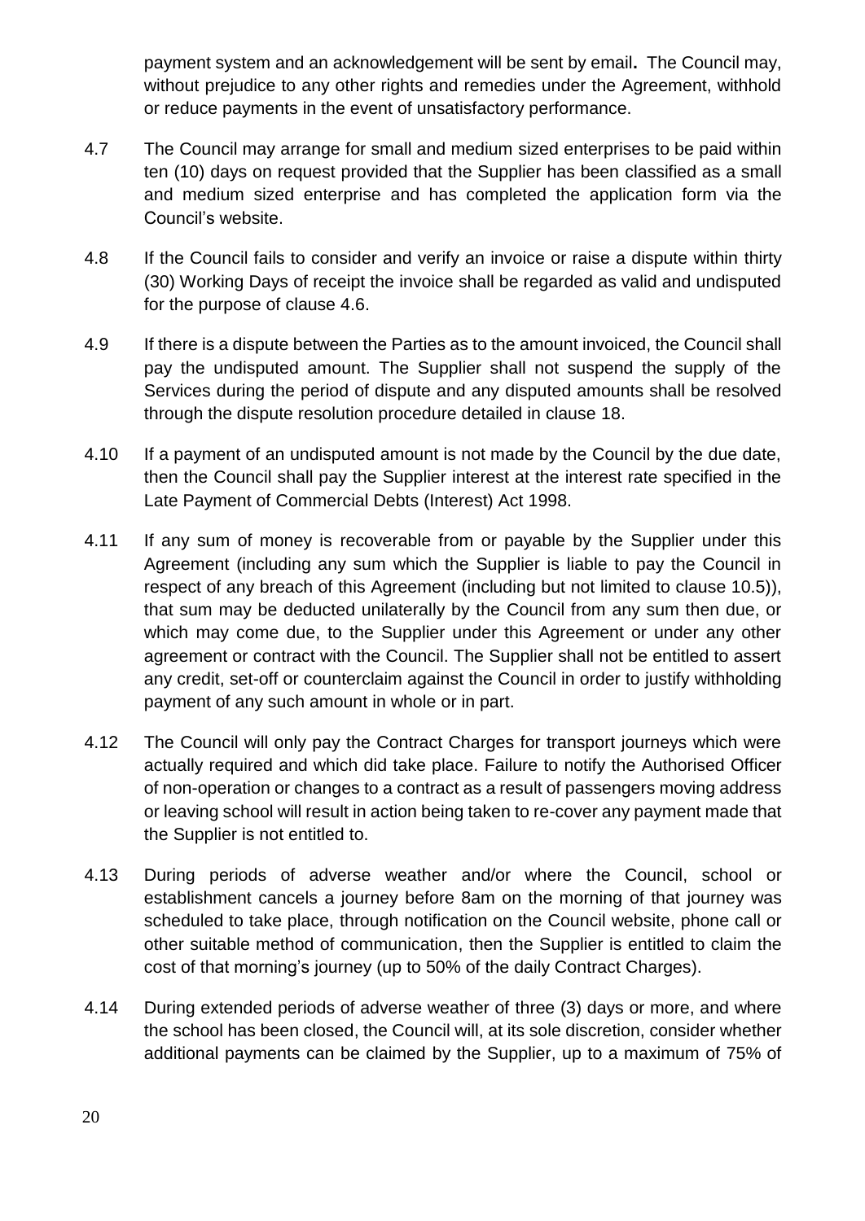payment system and an acknowledgement will be sent by email**.** The Council may, without prejudice to any other rights and remedies under the Agreement, withhold or reduce payments in the event of unsatisfactory performance.

4.7 The Council may arrange for small and medium sized enterprises to be paid within ten (10) days on request provided that the Supplier has been classified as a small and medium sized enterprise and has completed the application form via the Council's website.

4.8 If the Council fails to consider and verify an invoice or raise a dispute within thirty (30) Working Days of receipt the invoice shall be regarded as valid and undisputed for the purpose of clause 4.6.

4.9 If there is a dispute between the Parties as to the amount invoiced, the Council shall pay the undisputed amount. The Supplier shall not suspend the supply of the Services during the period of dispute and any disputed amounts shall be resolved through the dispute resolution procedure detailed in clause 18.

4.10 If a payment of an undisputed amount is not made by the Council by the due date, then the Council shall pay the Supplier interest at the interest rate specified in the Late Payment of Commercial Debts (Interest) Act 1998.

4.11 If any sum of money is recoverable from or payable by the Supplier under this Agreement (including any sum which the Supplier is liable to pay the Council in respect of any breach of this Agreement (including but not limited to clause 10.5)), that sum may be deducted unilaterally by the Council from any sum then due, or which may come due, to the Supplier under this Agreement or under any other agreement or contract with the Council. The Supplier shall not be entitled to assert any credit, set-off or counterclaim against the Council in order to justify withholding payment of any such amount in whole or in part.

4.12 The Council will only pay the Contract Charges for transport journeys which were actually required and which did take place. Failure to notify the Authorised Officer of non-operation or changes to a contract as a result of passengers moving address or leaving school will result in action being taken to re-cover any payment made that the Supplier is not entitled to.

4.13 During periods of adverse weather and/or where the Council, school or establishment cancels a journey before 8am on the morning of that journey was scheduled to take place, through notification on the Council website, phone call or other suitable method of communication, then the Supplier is entitled to claim the cost of that morning's journey (up to 50% of the daily Contract Charges).

4.14 During extended periods of adverse weather of three (3) days or more, and where the school has been closed, the Council will, at its sole discretion, consider whether additional payments can be claimed by the Supplier, up to a maximum of 75% of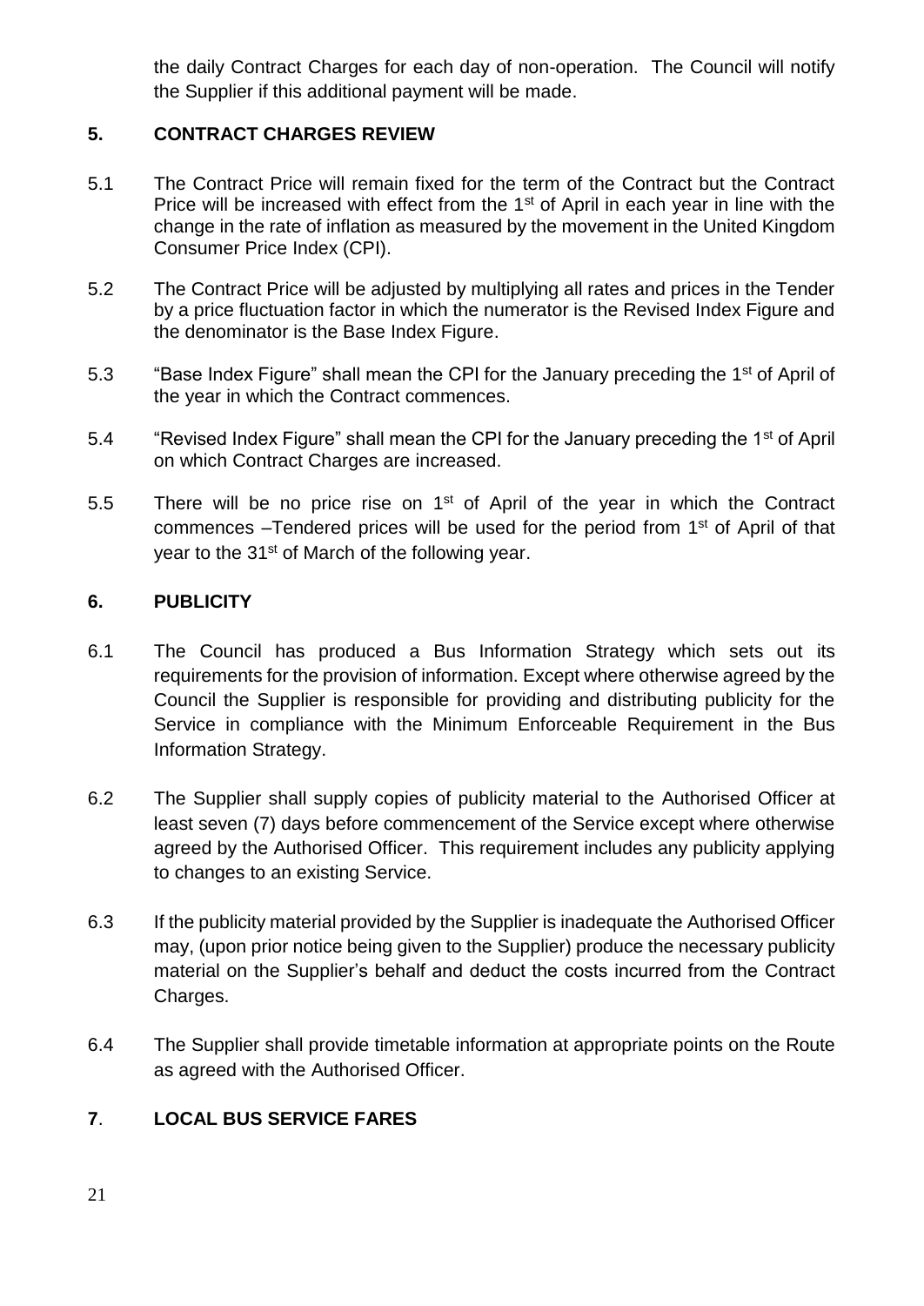the daily Contract Charges for each day of non-operation. The Council will notify the Supplier if this additional payment will be made.

## 5. CONTRACT CHARGES REVIEW

5.1 The Contract Price will remain fixed for the term of the Contract but the Contract Price will be increased with effect from the 1st of April in each year in line with the change in the rate of inflation as measured by the movement in the United Kingdom Consumer Price Index (CPI).

5.2 The Contract Price will be adjusted by multiplying all rates and prices in the Tender by a price fluctuation factor in which the numerator is the Revised Index Figure and the denominator is the Base Index Figure.

5.3 "Base Index Figure" shall mean the CPI for the January preceding the 1st of April of the year in which the Contract commences.

5.4 "Revised Index Figure" shall mean the CPI for the January preceding the 1st of April on which Contract Charges are increased.

5.5 There will be no price rise on 1st of April of the year in which the Contract commences –Tendered prices will be used for the period from 1st of April of that year to the 31st of March of the following year.

## 6. PUBLICITY

6.1 The Council has produced a Bus Information Strategy which sets out its requirements for the provision of information. Except where otherwise agreed by the Council the Supplier is responsible for providing and distributing publicity for the Service in compliance with the Minimum Enforceable Requirement in the Bus Information Strategy.

6.2 The Supplier shall supply copies of publicity material to the Authorised Officer at least seven (7) days before commencement of the Service except where otherwise agreed by the Authorised Officer. This requirement includes any publicity applying to changes to an existing Service.

6.3 If the publicity material provided by the Supplier is inadequate the Authorised Officer may, (upon prior notice being given to the Supplier) produce the necessary publicity material on the Supplier's behalf and deduct the costs incurred from the Contract Charges.

6.4 The Supplier shall provide timetable information at appropriate points on the Route as agreed with the Authorised Officer.

## 7. LOCAL BUS SERVICE FARES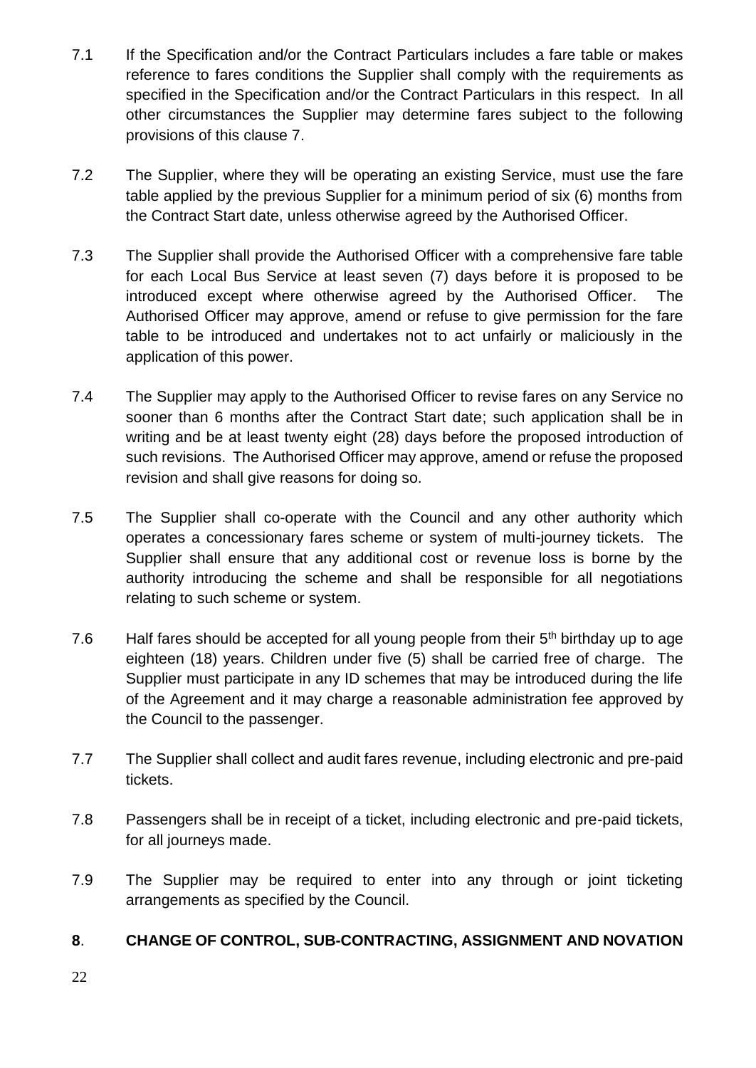7.1 If the Specification and/or the Contract Particulars includes a fare table or makes reference to fares conditions the Supplier shall comply with the requirements as specified in the Specification and/or the Contract Particulars in this respect. In all other circumstances the Supplier may determine fares subject to the following provisions of this clause 7.

7.2 The Supplier, where they will be operating an existing Service, must use the fare table applied by the previous Supplier for a minimum period of six (6) months from the Contract Start date, unless otherwise agreed by the Authorised Officer.

7.3 The Supplier shall provide the Authorised Officer with a comprehensive fare table for each Local Bus Service at least seven (7) days before it is proposed to be introduced except where otherwise agreed by the Authorised Officer. The Authorised Officer may approve, amend or refuse to give permission for the fare table to be introduced and undertakes not to act unfairly or maliciously in the application of this power.

7.4 The Supplier may apply to the Authorised Officer to revise fares on any Service no sooner than 6 months after the Contract Start date; such application shall be in writing and be at least twenty eight (28) days before the proposed introduction of such revisions. The Authorised Officer may approve, amend or refuse the proposed revision and shall give reasons for doing so.

7.5 The Supplier shall co-operate with the Council and any other authority which operates a concessionary fares scheme or system of multi-journey tickets. The Supplier shall ensure that any additional cost or revenue loss is borne by the authority introducing the scheme and shall be responsible for all negotiations relating to such scheme or system.

7.6 Half fares should be accepted for all young people from their 5th birthday up to age eighteen (18) years. Children under five (5) shall be carried free of charge. The Supplier must participate in any ID schemes that may be introduced during the life of the Agreement and it may charge a reasonable administration fee approved by the Council to the passenger.

7.7 The Supplier shall collect and audit fares revenue, including electronic and pre-paid tickets.

7.8 Passengers shall be in receipt of a ticket, including electronic and pre-paid tickets, for all journeys made.

7.9 The Supplier may be required to enter into any through or joint ticketing arrangements as specified by the Council.

## 8. CHANGE OF CONTROL, SUB-CONTRACTING, ASSIGNMENT AND NOVATION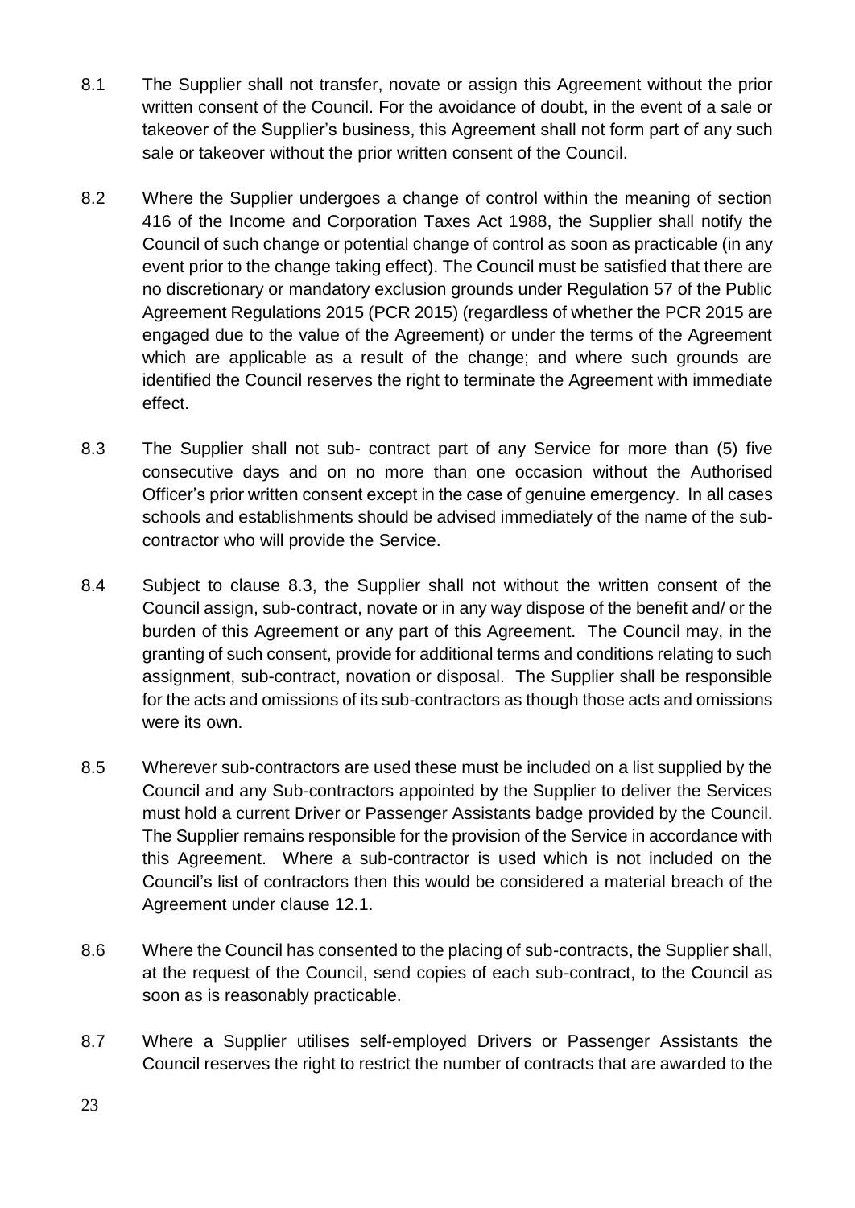8.1 The Supplier shall not transfer, novate or assign this Agreement without the prior written consent of the Council. For the avoidance of doubt, in the event of a sale or takeover of the Supplier's business, this Agreement shall not form part of any such sale or takeover without the prior written consent of the Council.

8.2 Where the Supplier undergoes a change of control within the meaning of section 416 of the Income and Corporation Taxes Act 1988, the Supplier shall notify the Council of such change or potential change of control as soon as practicable (in any event prior to the change taking effect). The Council must be satisfied that there are no discretionary or mandatory exclusion grounds under Regulation 57 of the Public Agreement Regulations 2015 (PCR 2015) (regardless of whether the PCR 2015 are engaged due to the value of the Agreement) or under the terms of the Agreement which are applicable as a result of the change; and where such grounds are identified the Council reserves the right to terminate the Agreement with immediate effect.

8.3 The Supplier shall not sub- contract part of any Service for more than (5) five consecutive days and on no more than one occasion without the Authorised Officer's prior written consent except in the case of genuine emergency. In all cases schools and establishments should be advised immediately of the name of the sub-contractor who will provide the Service.

8.4 Subject to clause 8.3, the Supplier shall not without the written consent of the Council assign, sub-contract, novate or in any way dispose of the benefit and/ or the burden of this Agreement or any part of this Agreement. The Council may, in the granting of such consent, provide for additional terms and conditions relating to such assignment, sub-contract, novation or disposal. The Supplier shall be responsible for the acts and omissions of its sub-contractors as though those acts and omissions were its own.

8.5 Wherever sub-contractors are used these must be included on a list supplied by the Council and any Sub-contractors appointed by the Supplier to deliver the Services must hold a current Driver or Passenger Assistants badge provided by the Council. The Supplier remains responsible for the provision of the Service in accordance with this Agreement. Where a sub-contractor is used which is not included on the Council's list of contractors then this would be considered a material breach of the Agreement under clause 12.1.

8.6 Where the Council has consented to the placing of sub-contracts, the Supplier shall, at the request of the Council, send copies of each sub-contract, to the Council as soon as is reasonably practicable.

8.7 Where a Supplier utilises self-employed Drivers or Passenger Assistants the Council reserves the right to restrict the number of contracts that are awarded to the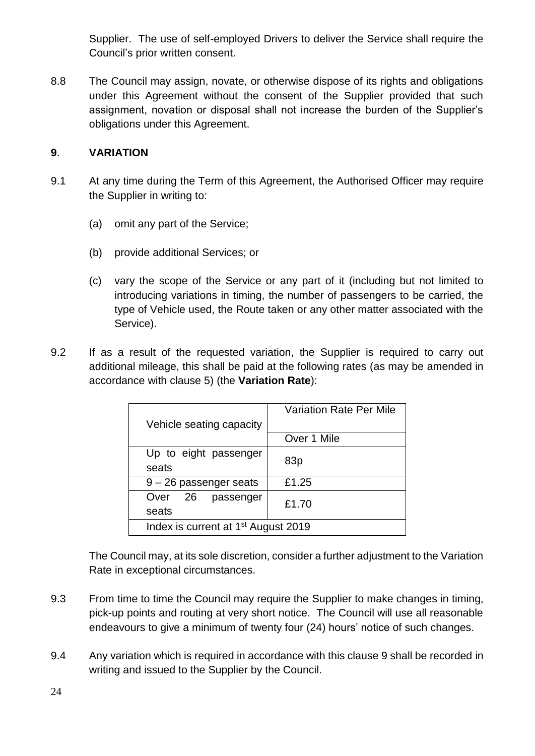Supplier. The use of self-employed Drivers to deliver the Service shall require the Council's prior written consent.

8.8 The Council may assign, novate, or otherwise dispose of its rights and obligations under this Agreement without the consent of the Supplier provided that such assignment, novation or disposal shall not increase the burden of the Supplier's obligations under this Agreement.

## **9**. **VARIATION**

9.1 At any time during the Term of this Agreement, the Authorised Officer may require the Supplier in writing to:

(a) omit any part of the Service;

(b) provide additional Services; or

(c) vary the scope of the Service or any part of it (including but not limited to introducing variations in timing, the number of passengers to be carried, the type of Vehicle used, the Route taken or any other matter associated with the Service).

9.2 If as a result of the requested variation, the Supplier is required to carry out additional mileage, this shall be paid at the following rates (as may be amended in accordance with clause 5) (the **Variation Rate**):

| Vehicle seating capacity | Variation Rate Per Mile |
|---|---|
| | Over 1 Mile |
| Up to eight passenger seats | 83p |
| 9 – 26 passenger seats | £1.25 |
| Over 26 passenger seats | £1.70 |
| Index is current at 1st August 2019 | |

The Council may, at its sole discretion, consider a further adjustment to the Variation Rate in exceptional circumstances.

9.3 From time to time the Council may require the Supplier to make changes in timing, pick-up points and routing at very short notice. The Council will use all reasonable endeavours to give a minimum of twenty four (24) hours' notice of such changes.

9.4 Any variation which is required in accordance with this clause 9 shall be recorded in writing and issued to the Supplier by the Council.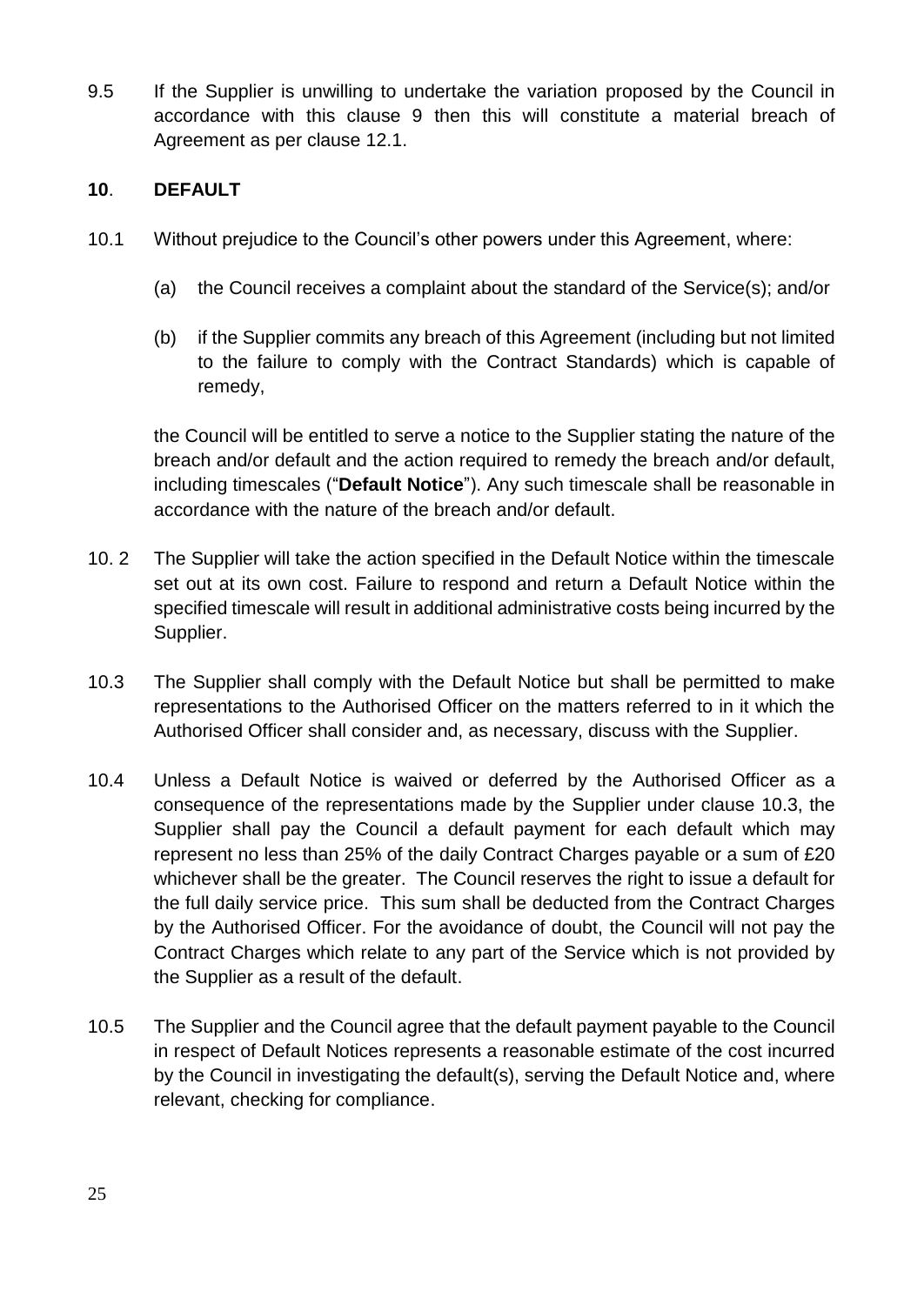9.5 If the Supplier is unwilling to undertake the variation proposed by the Council in accordance with this clause 9 then this will constitute a material breach of Agreement as per clause 12.1.

## **10**. **DEFAULT**

10.1 Without prejudice to the Council's other powers under this Agreement, where:

(a) the Council receives a complaint about the standard of the Service(s); and/or

(b) if the Supplier commits any breach of this Agreement (including but not limited to the failure to comply with the Contract Standards) which is capable of remedy,

the Council will be entitled to serve a notice to the Supplier stating the nature of the breach and/or default and the action required to remedy the breach and/or default, including timescales ("**Default Notice**"). Any such timescale shall be reasonable in accordance with the nature of the breach and/or default.

10. 2 The Supplier will take the action specified in the Default Notice within the timescale set out at its own cost. Failure to respond and return a Default Notice within the specified timescale will result in additional administrative costs being incurred by the Supplier.

10.3 The Supplier shall comply with the Default Notice but shall be permitted to make representations to the Authorised Officer on the matters referred to in it which the Authorised Officer shall consider and, as necessary, discuss with the Supplier.

10.4 Unless a Default Notice is waived or deferred by the Authorised Officer as a consequence of the representations made by the Supplier under clause 10.3, the Supplier shall pay the Council a default payment for each default which may represent no less than 25% of the daily Contract Charges payable or a sum of £20 whichever shall be the greater. The Council reserves the right to issue a default for the full daily service price. This sum shall be deducted from the Contract Charges by the Authorised Officer. For the avoidance of doubt, the Council will not pay the Contract Charges which relate to any part of the Service which is not provided by the Supplier as a result of the default.

10.5 The Supplier and the Council agree that the default payment payable to the Council in respect of Default Notices represents a reasonable estimate of the cost incurred by the Council in investigating the default(s), serving the Default Notice and, where relevant, checking for compliance.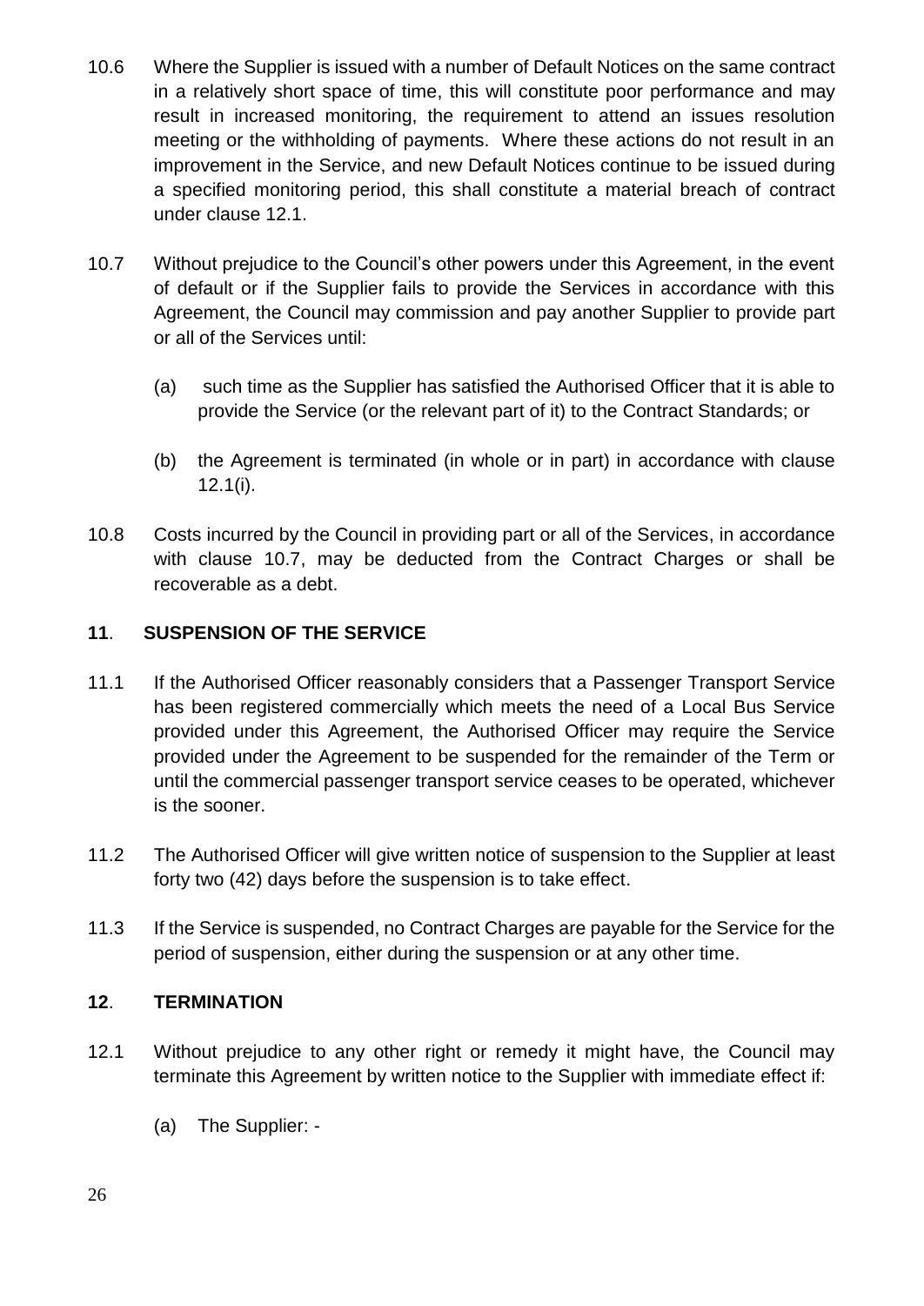10.6 Where the Supplier is issued with a number of Default Notices on the same contract in a relatively short space of time, this will constitute poor performance and may result in increased monitoring, the requirement to attend an issues resolution meeting or the withholding of payments. Where these actions do not result in an improvement in the Service, and new Default Notices continue to be issued during a specified monitoring period, this shall constitute a material breach of contract under clause 12.1.

10.7 Without prejudice to the Council's other powers under this Agreement, in the event of default or if the Supplier fails to provide the Services in accordance with this Agreement, the Council may commission and pay another Supplier to provide part or all of the Services until:

(a) such time as the Supplier has satisfied the Authorised Officer that it is able to provide the Service (or the relevant part of it) to the Contract Standards; or

(b) the Agreement is terminated (in whole or in part) in accordance with clause 12.1(i).

10.8 Costs incurred by the Council in providing part or all of the Services, in accordance with clause 10.7, may be deducted from the Contract Charges or shall be recoverable as a debt.

## 11. SUSPENSION OF THE SERVICE

11.1 If the Authorised Officer reasonably considers that a Passenger Transport Service has been registered commercially which meets the need of a Local Bus Service provided under this Agreement, the Authorised Officer may require the Service provided under the Agreement to be suspended for the remainder of the Term or until the commercial passenger transport service ceases to be operated, whichever is the sooner.

11.2 The Authorised Officer will give written notice of suspension to the Supplier at least forty two (42) days before the suspension is to take effect.

11.3 If the Service is suspended, no Contract Charges are payable for the Service for the period of suspension, either during the suspension or at any other time.

## 12. TERMINATION

12.1 Without prejudice to any other right or remedy it might have, the Council may terminate this Agreement by written notice to the Supplier with immediate effect if:

(a) The Supplier: -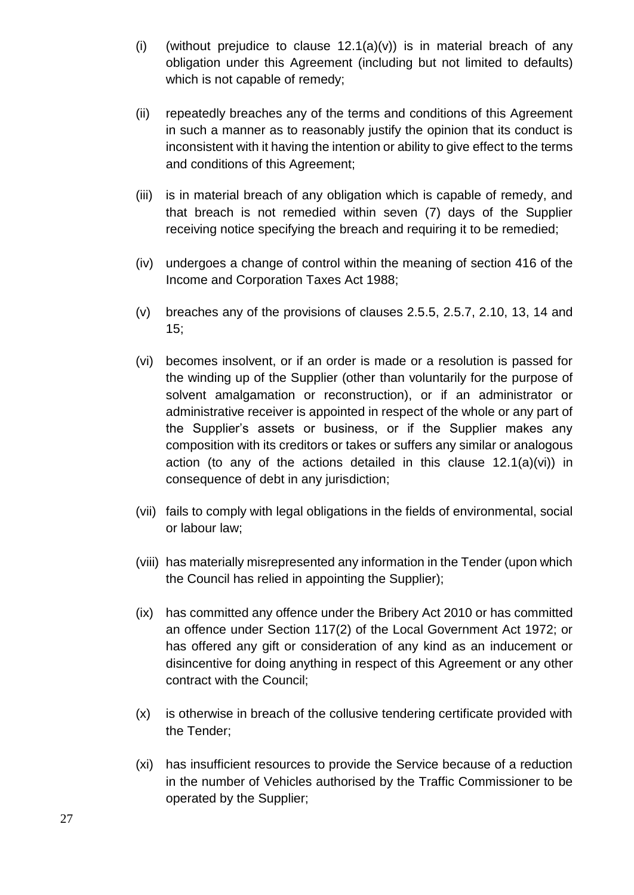(i) (without prejudice to clause 12.1(a)(v)) is in material breach of any obligation under this Agreement (including but not limited to defaults) which is not capable of remedy;

(ii) repeatedly breaches any of the terms and conditions of this Agreement in such a manner as to reasonably justify the opinion that its conduct is inconsistent with it having the intention or ability to give effect to the terms and conditions of this Agreement;

(iii) is in material breach of any obligation which is capable of remedy, and that breach is not remedied within seven (7) days of the Supplier receiving notice specifying the breach and requiring it to be remedied;

(iv) undergoes a change of control within the meaning of section 416 of the Income and Corporation Taxes Act 1988;

(v) breaches any of the provisions of clauses 2.5.5, 2.5.7, 2.10, 13, 14 and 15;

(vi) becomes insolvent, or if an order is made or a resolution is passed for the winding up of the Supplier (other than voluntarily for the purpose of solvent amalgamation or reconstruction), or if an administrator or administrative receiver is appointed in respect of the whole or any part of the Supplier's assets or business, or if the Supplier makes any composition with its creditors or takes or suffers any similar or analogous action (to any of the actions detailed in this clause 12.1(a)(vi)) in consequence of debt in any jurisdiction;

(vii) fails to comply with legal obligations in the fields of environmental, social or labour law;

(viii) has materially misrepresented any information in the Tender (upon which the Council has relied in appointing the Supplier);

(ix) has committed any offence under the Bribery Act 2010 or has committed an offence under Section 117(2) of the Local Government Act 1972; or has offered any gift or consideration of any kind as an inducement or disincentive for doing anything in respect of this Agreement or any other contract with the Council;

(x) is otherwise in breach of the collusive tendering certificate provided with the Tender;

(xi) has insufficient resources to provide the Service because of a reduction in the number of Vehicles authorised by the Traffic Commissioner to be operated by the Supplier;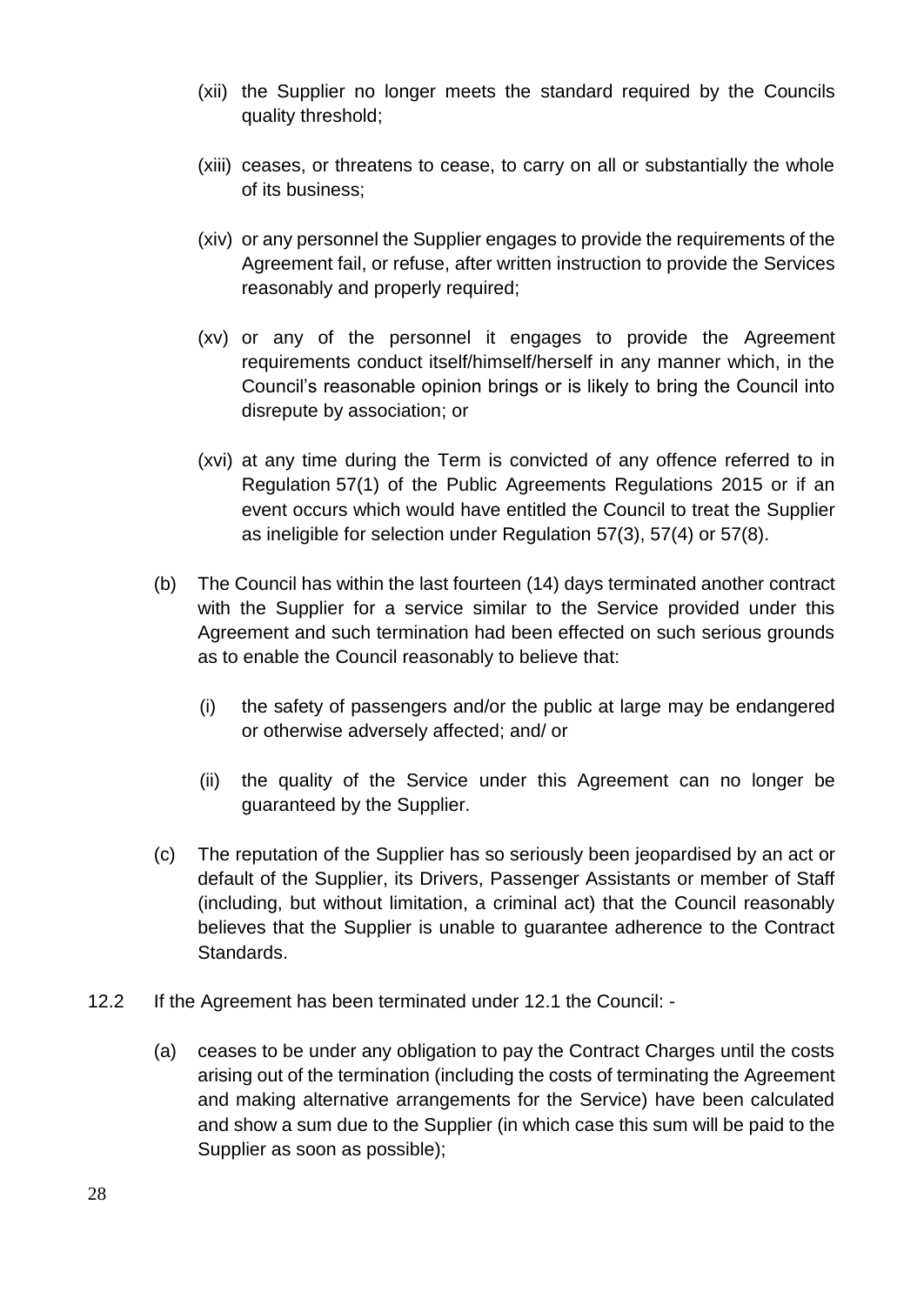(xii) the Supplier no longer meets the standard required by the Councils quality threshold;

(xiii) ceases, or threatens to cease, to carry on all or substantially the whole of its business;

(xiv) or any personnel the Supplier engages to provide the requirements of the Agreement fail, or refuse, after written instruction to provide the Services reasonably and properly required;

(xv) or any of the personnel it engages to provide the Agreement requirements conduct itself/himself/herself in any manner which, in the Council's reasonable opinion brings or is likely to bring the Council into disrepute by association; or

(xvi) at any time during the Term is convicted of any offence referred to in Regulation 57(1) of the Public Agreements Regulations 2015 or if an event occurs which would have entitled the Council to treat the Supplier as ineligible for selection under Regulation 57(3), 57(4) or 57(8).

(b) The Council has within the last fourteen (14) days terminated another contract with the Supplier for a service similar to the Service provided under this Agreement and such termination had been effected on such serious grounds as to enable the Council reasonably to believe that:

(i) the safety of passengers and/or the public at large may be endangered or otherwise adversely affected; and/ or

(ii) the quality of the Service under this Agreement can no longer be guaranteed by the Supplier.

(c) The reputation of the Supplier has so seriously been jeopardised by an act or default of the Supplier, its Drivers, Passenger Assistants or member of Staff (including, but without limitation, a criminal act) that the Council reasonably believes that the Supplier is unable to guarantee adherence to the Contract Standards.

12.2 If the Agreement has been terminated under 12.1 the Council: -

(a) ceases to be under any obligation to pay the Contract Charges until the costs arising out of the termination (including the costs of terminating the Agreement and making alternative arrangements for the Service) have been calculated and show a sum due to the Supplier (in which case this sum will be paid to the Supplier as soon as possible);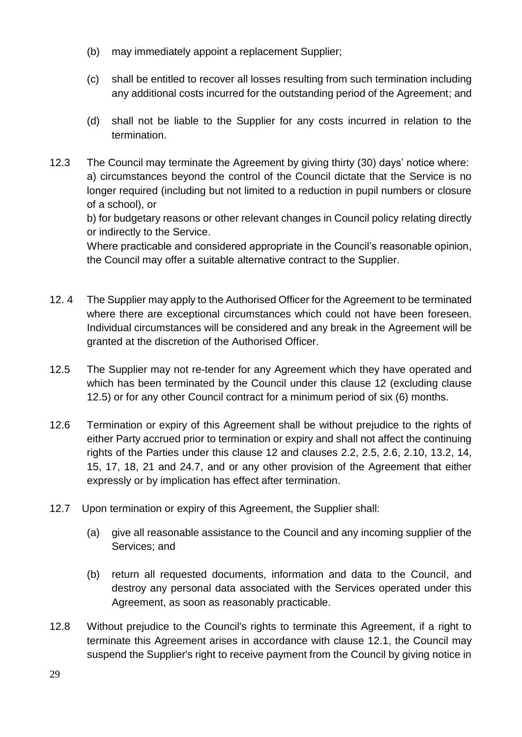(b) may immediately appoint a replacement Supplier;

(c) shall be entitled to recover all losses resulting from such termination including any additional costs incurred for the outstanding period of the Agreement; and

(d) shall not be liable to the Supplier for any costs incurred in relation to the termination.

12.3 The Council may terminate the Agreement by giving thirty (30) days' notice where:
a) circumstances beyond the control of the Council dictate that the Service is no longer required (including but not limited to a reduction in pupil numbers or closure of a school), or
b) for budgetary reasons or other relevant changes in Council policy relating directly or indirectly to the Service.
Where practicable and considered appropriate in the Council's reasonable opinion, the Council may offer a suitable alternative contract to the Supplier.

12. 4 The Supplier may apply to the Authorised Officer for the Agreement to be terminated where there are exceptional circumstances which could not have been foreseen. Individual circumstances will be considered and any break in the Agreement will be granted at the discretion of the Authorised Officer.

12.5 The Supplier may not re-tender for any Agreement which they have operated and which has been terminated by the Council under this clause 12 (excluding clause 12.5) or for any other Council contract for a minimum period of six (6) months.

12.6 Termination or expiry of this Agreement shall be without prejudice to the rights of either Party accrued prior to termination or expiry and shall not affect the continuing rights of the Parties under this clause 12 and clauses 2.2, 2.5, 2.6, 2.10, 13.2, 14, 15, 17, 18, 21 and 24.7, and or any other provision of the Agreement that either expressly or by implication has effect after termination.

12.7 Upon termination or expiry of this Agreement, the Supplier shall:

(a) give all reasonable assistance to the Council and any incoming supplier of the Services; and

(b) return all requested documents, information and data to the Council, and destroy any personal data associated with the Services operated under this Agreement, as soon as reasonably practicable.

12.8 Without prejudice to the Council's rights to terminate this Agreement, if a right to terminate this Agreement arises in accordance with clause 12.1, the Council may suspend the Supplier's right to receive payment from the Council by giving notice in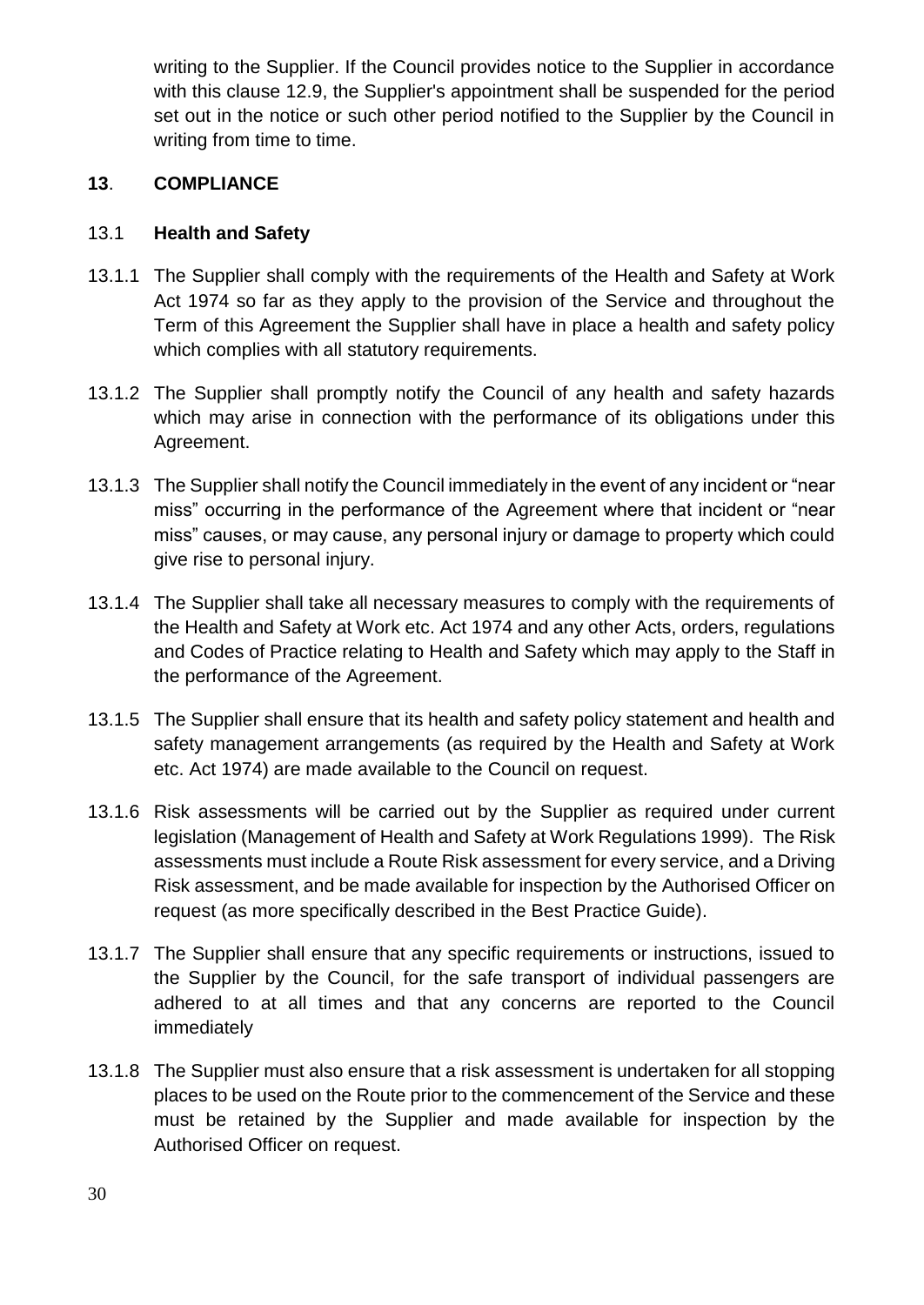writing to the Supplier. If the Council provides notice to the Supplier in accordance with this clause 12.9, the Supplier's appointment shall be suspended for the period set out in the notice or such other period notified to the Supplier by the Council in writing from time to time.

## 13. COMPLIANCE

### 13.1 Health and Safety

13.1.1 The Supplier shall comply with the requirements of the Health and Safety at Work Act 1974 so far as they apply to the provision of the Service and throughout the Term of this Agreement the Supplier shall have in place a health and safety policy which complies with all statutory requirements.

13.1.2 The Supplier shall promptly notify the Council of any health and safety hazards which may arise in connection with the performance of its obligations under this Agreement.

13.1.3 The Supplier shall notify the Council immediately in the event of any incident or "near miss" occurring in the performance of the Agreement where that incident or "near miss" causes, or may cause, any personal injury or damage to property which could give rise to personal injury.

13.1.4 The Supplier shall take all necessary measures to comply with the requirements of the Health and Safety at Work etc. Act 1974 and any other Acts, orders, regulations and Codes of Practice relating to Health and Safety which may apply to the Staff in the performance of the Agreement.

13.1.5 The Supplier shall ensure that its health and safety policy statement and health and safety management arrangements (as required by the Health and Safety at Work etc. Act 1974) are made available to the Council on request.

13.1.6 Risk assessments will be carried out by the Supplier as required under current legislation (Management of Health and Safety at Work Regulations 1999). The Risk assessments must include a Route Risk assessment for every service, and a Driving Risk assessment, and be made available for inspection by the Authorised Officer on request (as more specifically described in the Best Practice Guide).

13.1.7 The Supplier shall ensure that any specific requirements or instructions, issued to the Supplier by the Council, for the safe transport of individual passengers are adhered to at all times and that any concerns are reported to the Council immediately

13.1.8 The Supplier must also ensure that a risk assessment is undertaken for all stopping places to be used on the Route prior to the commencement of the Service and these must be retained by the Supplier and made available for inspection by the Authorised Officer on request.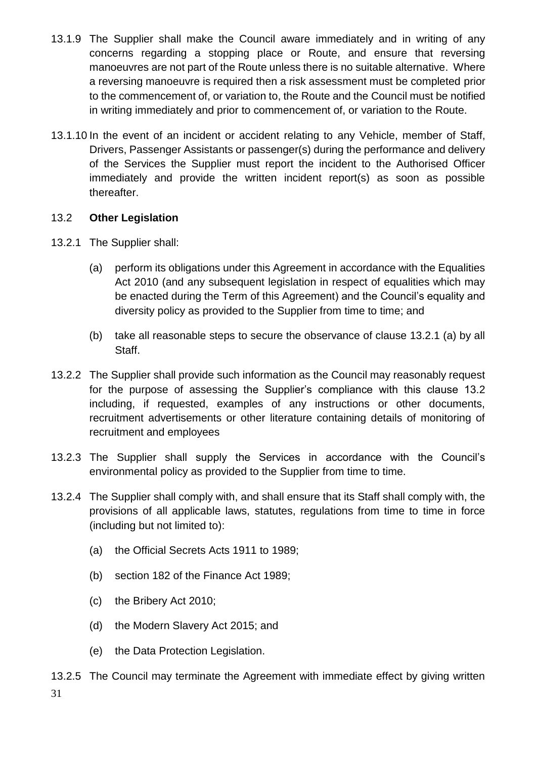13.1.9 The Supplier shall make the Council aware immediately and in writing of any concerns regarding a stopping place or Route, and ensure that reversing manoeuvres are not part of the Route unless there is no suitable alternative. Where a reversing manoeuvre is required then a risk assessment must be completed prior to the commencement of, or variation to, the Route and the Council must be notified in writing immediately and prior to commencement of, or variation to the Route.

13.1.10 In the event of an incident or accident relating to any Vehicle, member of Staff, Drivers, Passenger Assistants or passenger(s) during the performance and delivery of the Services the Supplier must report the incident to the Authorised Officer immediately and provide the written incident report(s) as soon as possible thereafter.

13.2 **Other Legislation**

13.2.1 The Supplier shall:

(a) perform its obligations under this Agreement in accordance with the Equalities Act 2010 (and any subsequent legislation in respect of equalities which may be enacted during the Term of this Agreement) and the Council's equality and diversity policy as provided to the Supplier from time to time; and

(b) take all reasonable steps to secure the observance of clause 13.2.1 (a) by all Staff.

13.2.2 The Supplier shall provide such information as the Council may reasonably request for the purpose of assessing the Supplier's compliance with this clause 13.2 including, if requested, examples of any instructions or other documents, recruitment advertisements or other literature containing details of monitoring of recruitment and employees

13.2.3 The Supplier shall supply the Services in accordance with the Council's environmental policy as provided to the Supplier from time to time.

13.2.4 The Supplier shall comply with, and shall ensure that its Staff shall comply with, the provisions of all applicable laws, statutes, regulations from time to time in force (including but not limited to):

(a) the Official Secrets Acts 1911 to 1989;

(b) section 182 of the Finance Act 1989;

(c) the Bribery Act 2010;

(d) the Modern Slavery Act 2015; and

(e) the Data Protection Legislation.

13.2.5 The Council may terminate the Agreement with immediate effect by giving written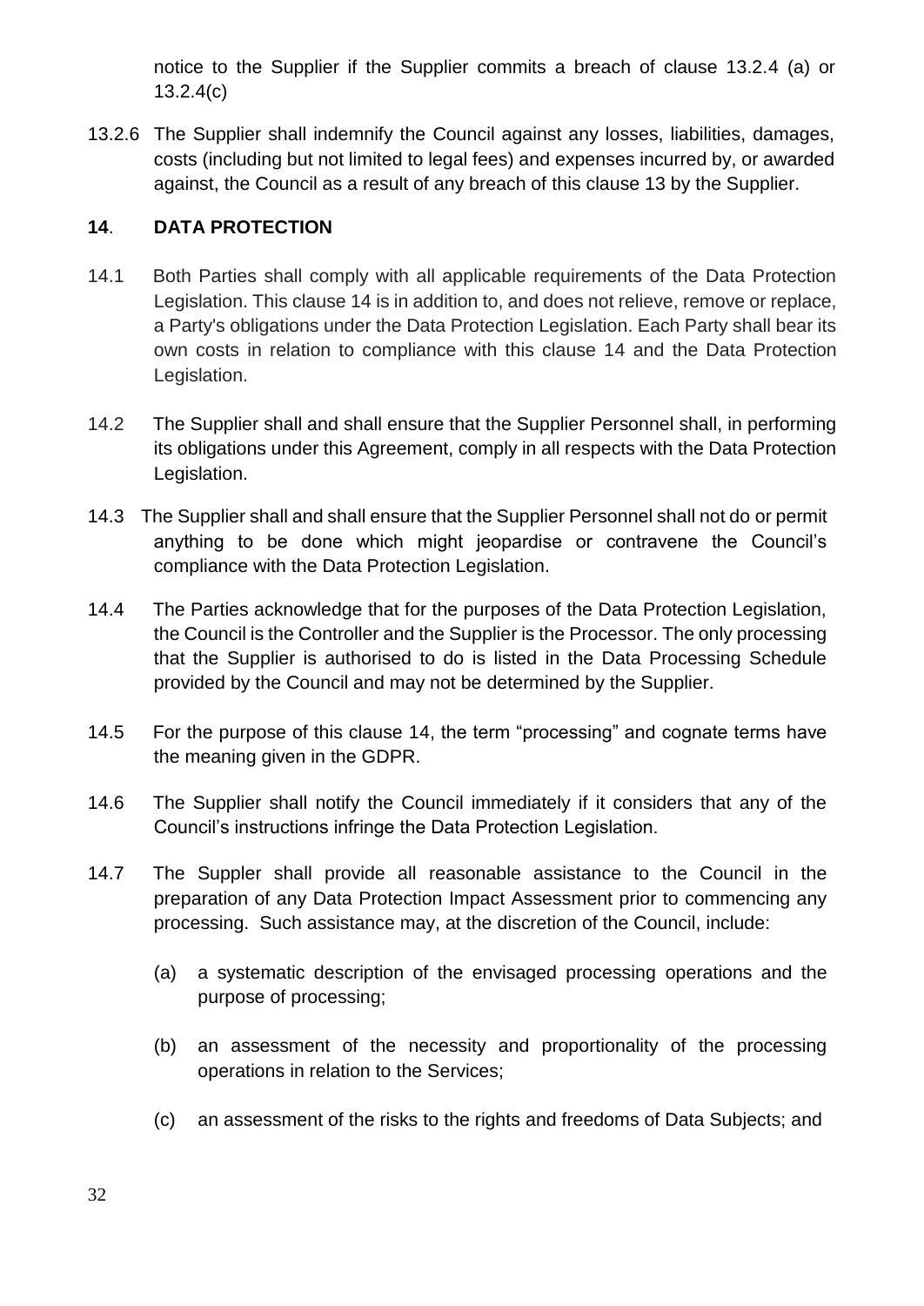notice to the Supplier if the Supplier commits a breach of clause 13.2.4 (a) or 13.2.4(c)

13.2.6 The Supplier shall indemnify the Council against any losses, liabilities, damages, costs (including but not limited to legal fees) and expenses incurred by, or awarded against, the Council as a result of any breach of this clause 13 by the Supplier.

## **14**. **DATA PROTECTION**

14.1 Both Parties shall comply with all applicable requirements of the Data Protection Legislation. This clause 14 is in addition to, and does not relieve, remove or replace, a Party's obligations under the Data Protection Legislation. Each Party shall bear its own costs in relation to compliance with this clause 14 and the Data Protection Legislation.

14.2 The Supplier shall and shall ensure that the Supplier Personnel shall, in performing its obligations under this Agreement, comply in all respects with the Data Protection Legislation.

14.3 The Supplier shall and shall ensure that the Supplier Personnel shall not do or permit anything to be done which might jeopardise or contravene the Council's compliance with the Data Protection Legislation.

14.4 The Parties acknowledge that for the purposes of the Data Protection Legislation, the Council is the Controller and the Supplier is the Processor. The only processing that the Supplier is authorised to do is listed in the Data Processing Schedule provided by the Council and may not be determined by the Supplier.

14.5 For the purpose of this clause 14, the term "processing" and cognate terms have the meaning given in the GDPR.

14.6 The Supplier shall notify the Council immediately if it considers that any of the Council's instructions infringe the Data Protection Legislation.

14.7 The Suppler shall provide all reasonable assistance to the Council in the preparation of any Data Protection Impact Assessment prior to commencing any processing. Such assistance may, at the discretion of the Council, include:

(a) a systematic description of the envisaged processing operations and the purpose of processing;

(b) an assessment of the necessity and proportionality of the processing operations in relation to the Services;

(c) an assessment of the risks to the rights and freedoms of Data Subjects; and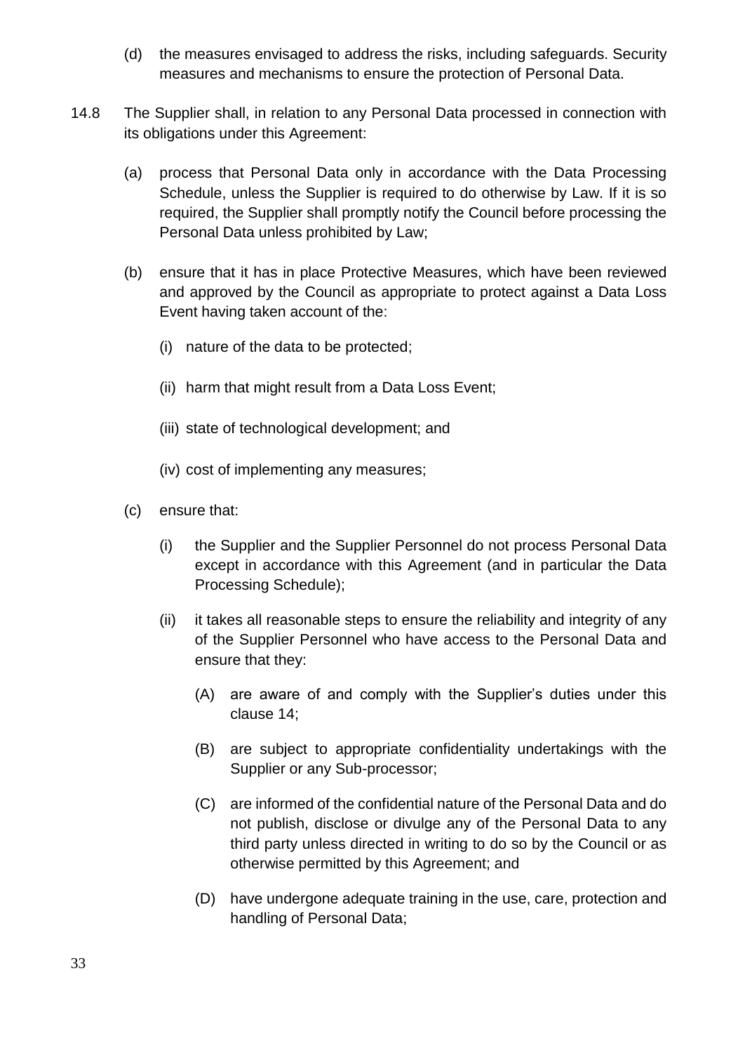(d) the measures envisaged to address the risks, including safeguards. Security measures and mechanisms to ensure the protection of Personal Data.

14.8 The Supplier shall, in relation to any Personal Data processed in connection with its obligations under this Agreement:

(a) process that Personal Data only in accordance with the Data Processing Schedule, unless the Supplier is required to do otherwise by Law. If it is so required, the Supplier shall promptly notify the Council before processing the Personal Data unless prohibited by Law;

(b) ensure that it has in place Protective Measures, which have been reviewed and approved by the Council as appropriate to protect against a Data Loss Event having taken account of the:

(i) nature of the data to be protected;

(ii) harm that might result from a Data Loss Event;

(iii) state of technological development; and

(iv) cost of implementing any measures;

(c) ensure that:

(i) the Supplier and the Supplier Personnel do not process Personal Data except in accordance with this Agreement (and in particular the Data Processing Schedule);

(ii) it takes all reasonable steps to ensure the reliability and integrity of any of the Supplier Personnel who have access to the Personal Data and ensure that they:

(A) are aware of and comply with the Supplier's duties under this clause 14;

(B) are subject to appropriate confidentiality undertakings with the Supplier or any Sub-processor;

(C) are informed of the confidential nature of the Personal Data and do not publish, disclose or divulge any of the Personal Data to any third party unless directed in writing to do so by the Council or as otherwise permitted by this Agreement; and

(D) have undergone adequate training in the use, care, protection and handling of Personal Data;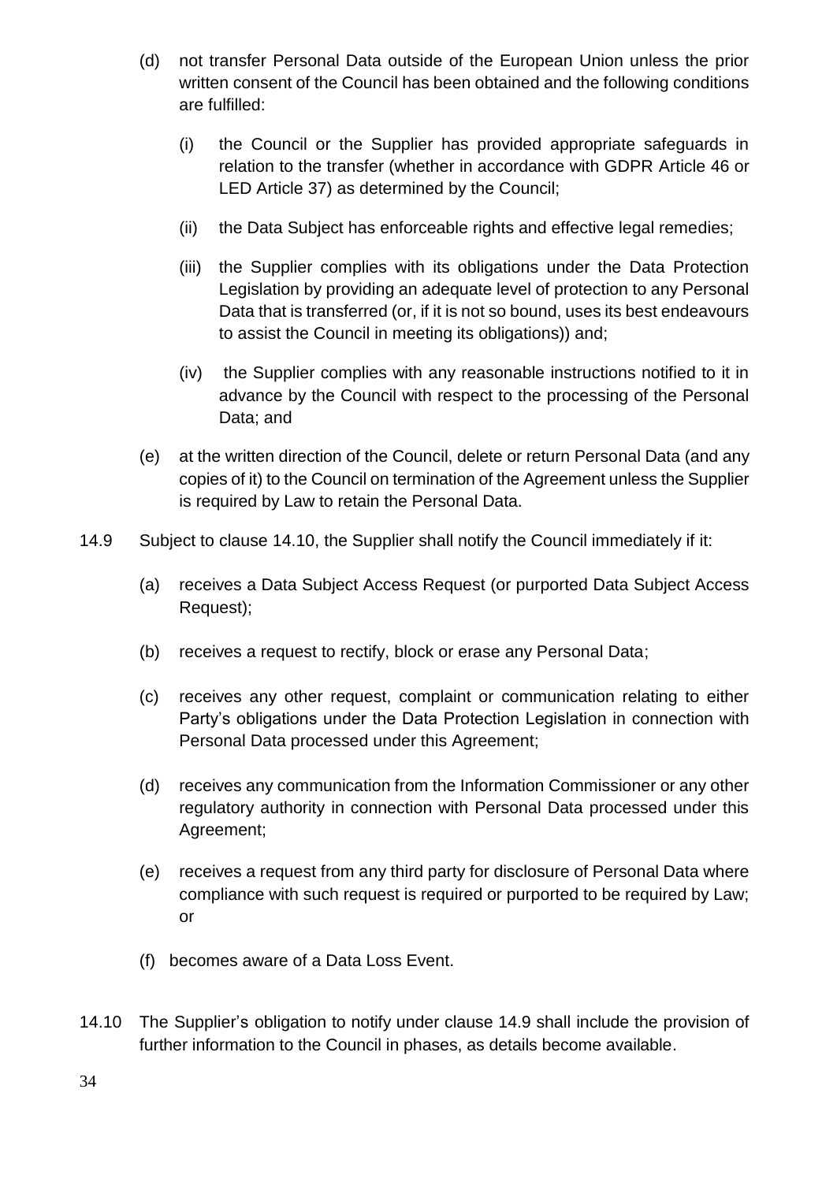(d) not transfer Personal Data outside of the European Union unless the prior written consent of the Council has been obtained and the following conditions are fulfilled:

   (i) the Council or the Supplier has provided appropriate safeguards in relation to the transfer (whether in accordance with GDPR Article 46 or LED Article 37) as determined by the Council;

   (ii) the Data Subject has enforceable rights and effective legal remedies;

   (iii) the Supplier complies with its obligations under the Data Protection Legislation by providing an adequate level of protection to any Personal Data that is transferred (or, if it is not so bound, uses its best endeavours to assist the Council in meeting its obligations)) and;

   (iv) the Supplier complies with any reasonable instructions notified to it in advance by the Council with respect to the processing of the Personal Data; and

(e) at the written direction of the Council, delete or return Personal Data (and any copies of it) to the Council on termination of the Agreement unless the Supplier is required by Law to retain the Personal Data.

14.9 Subject to clause 14.10, the Supplier shall notify the Council immediately if it:

(a) receives a Data Subject Access Request (or purported Data Subject Access Request);

(b) receives a request to rectify, block or erase any Personal Data;

(c) receives any other request, complaint or communication relating to either Party's obligations under the Data Protection Legislation in connection with Personal Data processed under this Agreement;

(d) receives any communication from the Information Commissioner or any other regulatory authority in connection with Personal Data processed under this Agreement;

(e) receives a request from any third party for disclosure of Personal Data where compliance with such request is required or purported to be required by Law; or

(f) becomes aware of a Data Loss Event.

14.10 The Supplier's obligation to notify under clause 14.9 shall include the provision of further information to the Council in phases, as details become available.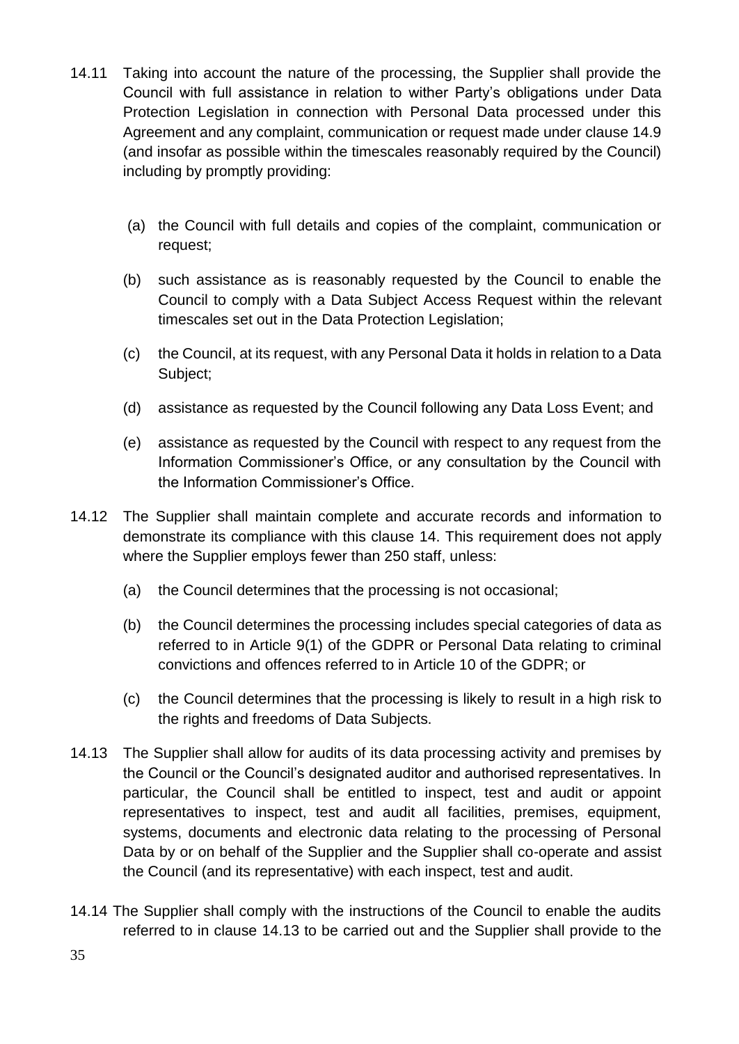14.11 Taking into account the nature of the processing, the Supplier shall provide the Council with full assistance in relation to wither Party's obligations under Data Protection Legislation in connection with Personal Data processed under this Agreement and any complaint, communication or request made under clause 14.9 (and insofar as possible within the timescales reasonably required by the Council) including by promptly providing:

(a) the Council with full details and copies of the complaint, communication or request;

(b) such assistance as is reasonably requested by the Council to enable the Council to comply with a Data Subject Access Request within the relevant timescales set out in the Data Protection Legislation;

(c) the Council, at its request, with any Personal Data it holds in relation to a Data Subject;

(d) assistance as requested by the Council following any Data Loss Event; and

(e) assistance as requested by the Council with respect to any request from the Information Commissioner's Office, or any consultation by the Council with the Information Commissioner's Office.

14.12 The Supplier shall maintain complete and accurate records and information to demonstrate its compliance with this clause 14. This requirement does not apply where the Supplier employs fewer than 250 staff, unless:

(a) the Council determines that the processing is not occasional;

(b) the Council determines the processing includes special categories of data as referred to in Article 9(1) of the GDPR or Personal Data relating to criminal convictions and offences referred to in Article 10 of the GDPR; or

(c) the Council determines that the processing is likely to result in a high risk to the rights and freedoms of Data Subjects.

14.13 The Supplier shall allow for audits of its data processing activity and premises by the Council or the Council's designated auditor and authorised representatives. In particular, the Council shall be entitled to inspect, test and audit or appoint representatives to inspect, test and audit all facilities, premises, equipment, systems, documents and electronic data relating to the processing of Personal Data by or on behalf of the Supplier and the Supplier shall co-operate and assist the Council (and its representative) with each inspect, test and audit.

14.14 The Supplier shall comply with the instructions of the Council to enable the audits referred to in clause 14.13 to be carried out and the Supplier shall provide to the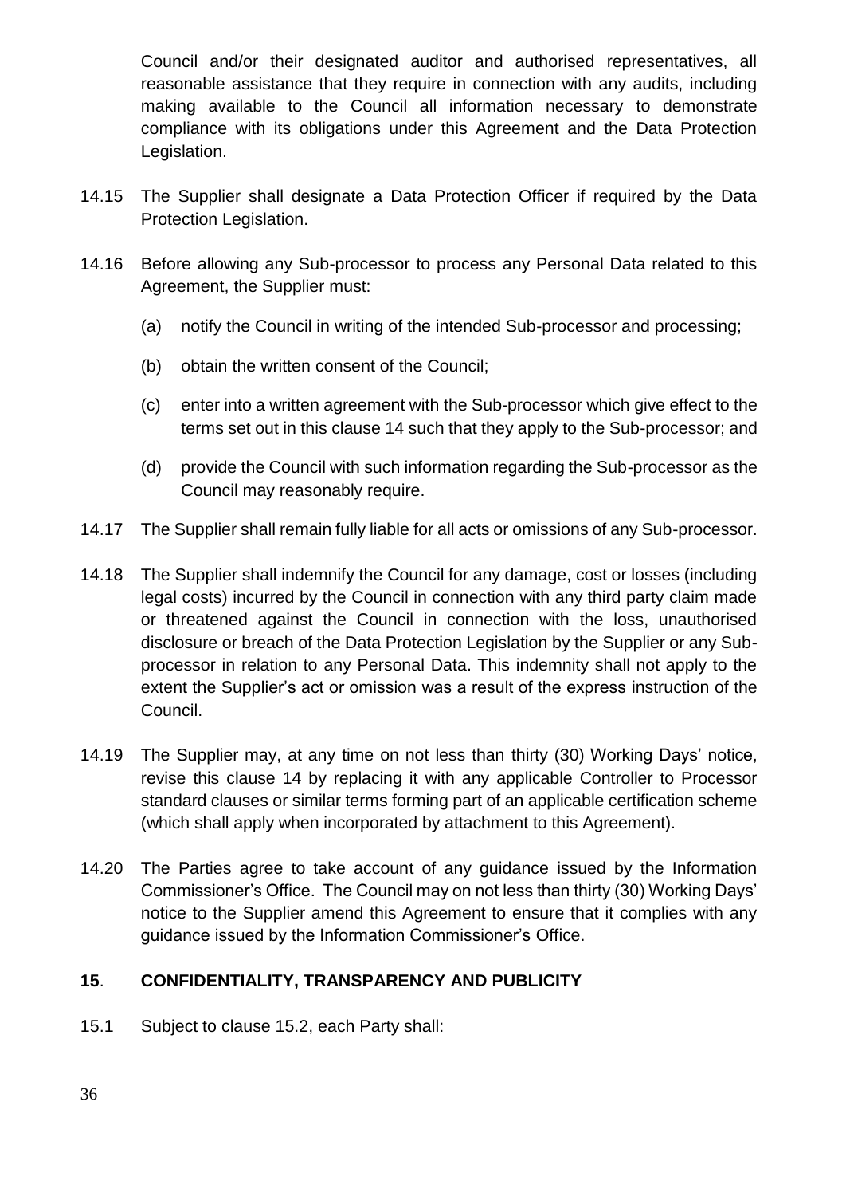Council and/or their designated auditor and authorised representatives, all reasonable assistance that they require in connection with any audits, including making available to the Council all information necessary to demonstrate compliance with its obligations under this Agreement and the Data Protection Legislation.

14.15 The Supplier shall designate a Data Protection Officer if required by the Data Protection Legislation.

14.16 Before allowing any Sub-processor to process any Personal Data related to this Agreement, the Supplier must:

(a) notify the Council in writing of the intended Sub-processor and processing;

(b) obtain the written consent of the Council;

(c) enter into a written agreement with the Sub-processor which give effect to the terms set out in this clause 14 such that they apply to the Sub-processor; and

(d) provide the Council with such information regarding the Sub-processor as the Council may reasonably require.

14.17 The Supplier shall remain fully liable for all acts or omissions of any Sub-processor.

14.18 The Supplier shall indemnify the Council for any damage, cost or losses (including legal costs) incurred by the Council in connection with any third party claim made or threatened against the Council in connection with the loss, unauthorised disclosure or breach of the Data Protection Legislation by the Supplier or any Sub-processor in relation to any Personal Data. This indemnity shall not apply to the extent the Supplier's act or omission was a result of the express instruction of the Council.

14.19 The Supplier may, at any time on not less than thirty (30) Working Days' notice, revise this clause 14 by replacing it with any applicable Controller to Processor standard clauses or similar terms forming part of an applicable certification scheme (which shall apply when incorporated by attachment to this Agreement).

14.20 The Parties agree to take account of any guidance issued by the Information Commissioner's Office. The Council may on not less than thirty (30) Working Days' notice to the Supplier amend this Agreement to ensure that it complies with any guidance issued by the Information Commissioner's Office.

## 15. CONFIDENTIALITY, TRANSPARENCY AND PUBLICITY

15.1 Subject to clause 15.2, each Party shall: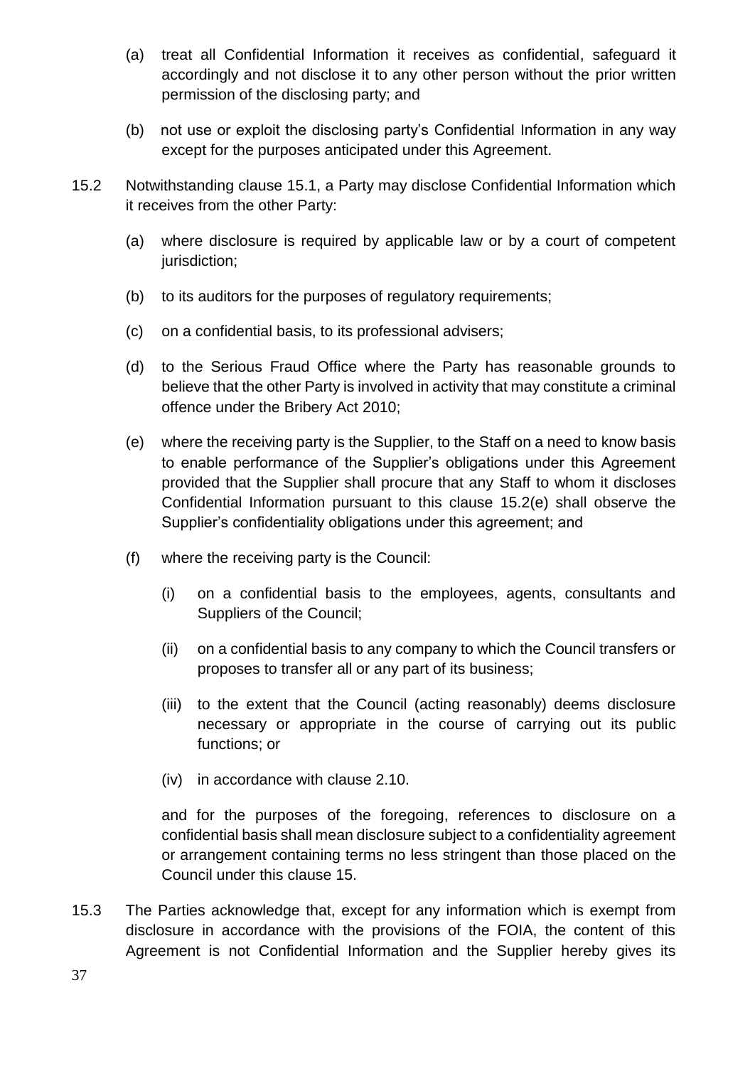(a) treat all Confidential Information it receives as confidential, safeguard it accordingly and not disclose it to any other person without the prior written permission of the disclosing party; and

(b) not use or exploit the disclosing party's Confidential Information in any way except for the purposes anticipated under this Agreement.

15.2 Notwithstanding clause 15.1, a Party may disclose Confidential Information which it receives from the other Party:

(a) where disclosure is required by applicable law or by a court of competent jurisdiction;

(b) to its auditors for the purposes of regulatory requirements;

(c) on a confidential basis, to its professional advisers;

(d) to the Serious Fraud Office where the Party has reasonable grounds to believe that the other Party is involved in activity that may constitute a criminal offence under the Bribery Act 2010;

(e) where the receiving party is the Supplier, to the Staff on a need to know basis to enable performance of the Supplier's obligations under this Agreement provided that the Supplier shall procure that any Staff to whom it discloses Confidential Information pursuant to this clause 15.2(e) shall observe the Supplier's confidentiality obligations under this agreement; and

(f) where the receiving party is the Council:

(i) on a confidential basis to the employees, agents, consultants and Suppliers of the Council;

(ii) on a confidential basis to any company to which the Council transfers or proposes to transfer all or any part of its business;

(iii) to the extent that the Council (acting reasonably) deems disclosure necessary or appropriate in the course of carrying out its public functions; or

(iv) in accordance with clause 2.10.

and for the purposes of the foregoing, references to disclosure on a confidential basis shall mean disclosure subject to a confidentiality agreement or arrangement containing terms no less stringent than those placed on the Council under this clause 15.

15.3 The Parties acknowledge that, except for any information which is exempt from disclosure in accordance with the provisions of the FOIA, the content of this Agreement is not Confidential Information and the Supplier hereby gives its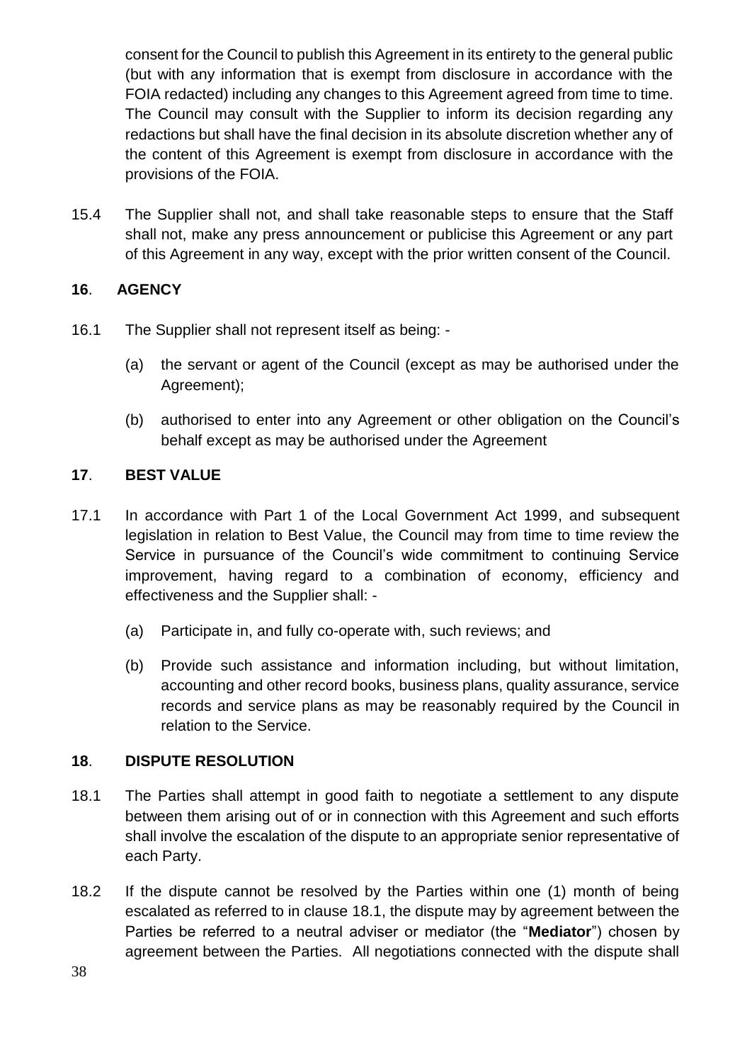consent for the Council to publish this Agreement in its entirety to the general public (but with any information that is exempt from disclosure in accordance with the FOIA redacted) including any changes to this Agreement agreed from time to time. The Council may consult with the Supplier to inform its decision regarding any redactions but shall have the final decision in its absolute discretion whether any of the content of this Agreement is exempt from disclosure in accordance with the provisions of the FOIA.

15.4 The Supplier shall not, and shall take reasonable steps to ensure that the Staff shall not, make any press announcement or publicise this Agreement or any part of this Agreement in any way, except with the prior written consent of the Council.

## 16. AGENCY

16.1 The Supplier shall not represent itself as being: -

(a) the servant or agent of the Council (except as may be authorised under the Agreement);

(b) authorised to enter into any Agreement or other obligation on the Council's behalf except as may be authorised under the Agreement

## 17. BEST VALUE

17.1 In accordance with Part 1 of the Local Government Act 1999, and subsequent legislation in relation to Best Value, the Council may from time to time review the Service in pursuance of the Council's wide commitment to continuing Service improvement, having regard to a combination of economy, efficiency and effectiveness and the Supplier shall: -

(a) Participate in, and fully co-operate with, such reviews; and

(b) Provide such assistance and information including, but without limitation, accounting and other record books, business plans, quality assurance, service records and service plans as may be reasonably required by the Council in relation to the Service.

## 18. DISPUTE RESOLUTION

18.1 The Parties shall attempt in good faith to negotiate a settlement to any dispute between them arising out of or in connection with this Agreement and such efforts shall involve the escalation of the dispute to an appropriate senior representative of each Party.

18.2 If the dispute cannot be resolved by the Parties within one (1) month of being escalated as referred to in clause 18.1, the dispute may by agreement between the Parties be referred to a neutral adviser or mediator (the "**Mediator**") chosen by agreement between the Parties. All negotiations connected with the dispute shall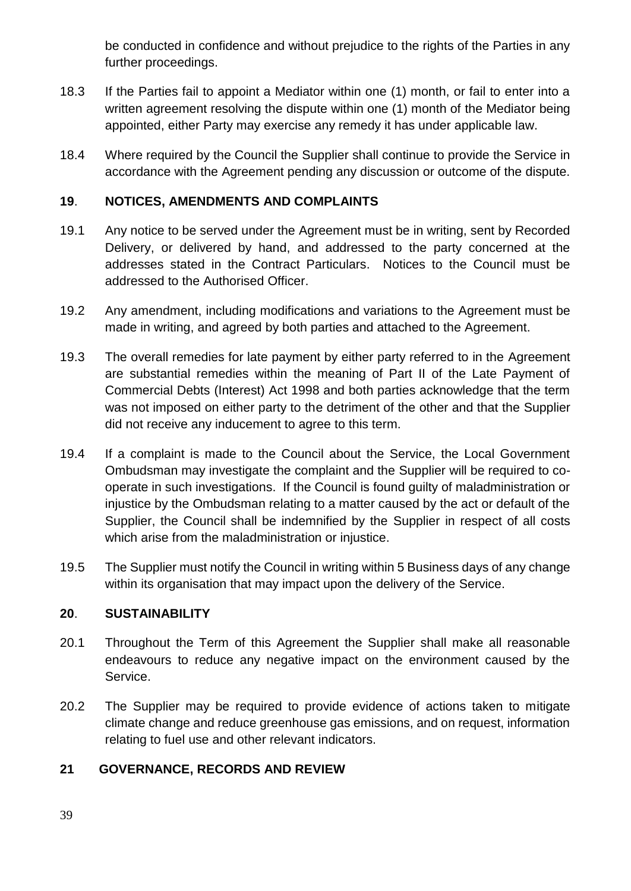be conducted in confidence and without prejudice to the rights of the Parties in any further proceedings.

18.3 If the Parties fail to appoint a Mediator within one (1) month, or fail to enter into a written agreement resolving the dispute within one (1) month of the Mediator being appointed, either Party may exercise any remedy it has under applicable law.

18.4 Where required by the Council the Supplier shall continue to provide the Service in accordance with the Agreement pending any discussion or outcome of the dispute.

## 19. NOTICES, AMENDMENTS AND COMPLAINTS

19.1 Any notice to be served under the Agreement must be in writing, sent by Recorded Delivery, or delivered by hand, and addressed to the party concerned at the addresses stated in the Contract Particulars. Notices to the Council must be addressed to the Authorised Officer.

19.2 Any amendment, including modifications and variations to the Agreement must be made in writing, and agreed by both parties and attached to the Agreement.

19.3 The overall remedies for late payment by either party referred to in the Agreement are substantial remedies within the meaning of Part II of the Late Payment of Commercial Debts (Interest) Act 1998 and both parties acknowledge that the term was not imposed on either party to the detriment of the other and that the Supplier did not receive any inducement to agree to this term.

19.4 If a complaint is made to the Council about the Service, the Local Government Ombudsman may investigate the complaint and the Supplier will be required to co-operate in such investigations. If the Council is found guilty of maladministration or injustice by the Ombudsman relating to a matter caused by the act or default of the Supplier, the Council shall be indemnified by the Supplier in respect of all costs which arise from the maladministration or injustice.

19.5 The Supplier must notify the Council in writing within 5 Business days of any change within its organisation that may impact upon the delivery of the Service.

## 20. SUSTAINABILITY

20.1 Throughout the Term of this Agreement the Supplier shall make all reasonable endeavours to reduce any negative impact on the environment caused by the Service.

20.2 The Supplier may be required to provide evidence of actions taken to mitigate climate change and reduce greenhouse gas emissions, and on request, information relating to fuel use and other relevant indicators.

## 21 GOVERNANCE, RECORDS AND REVIEW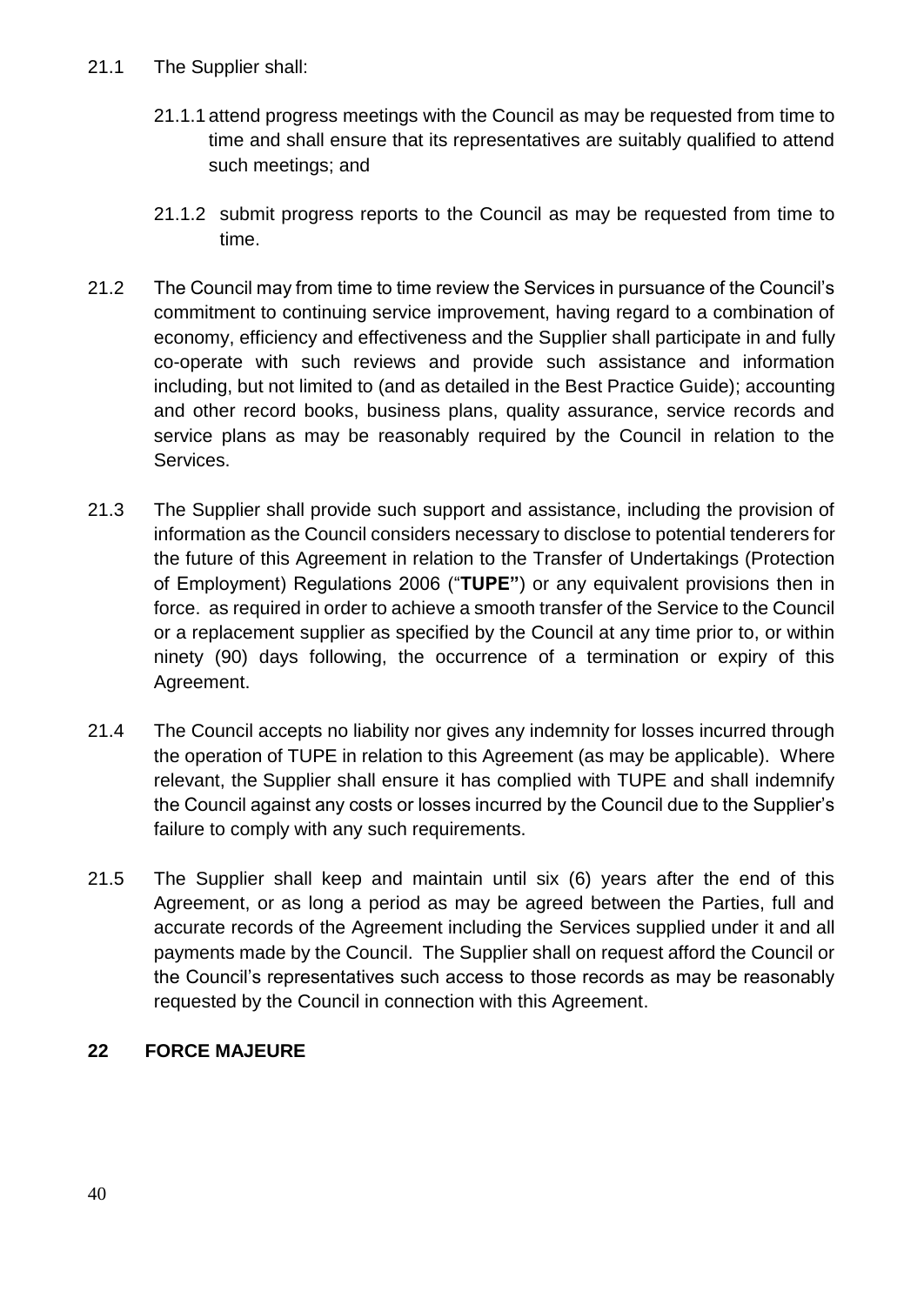21.1 The Supplier shall:

21.1.1 attend progress meetings with the Council as may be requested from time to time and shall ensure that its representatives are suitably qualified to attend such meetings; and

21.1.2 submit progress reports to the Council as may be requested from time to time.

21.2 The Council may from time to time review the Services in pursuance of the Council's commitment to continuing service improvement, having regard to a combination of economy, efficiency and effectiveness and the Supplier shall participate in and fully co-operate with such reviews and provide such assistance and information including, but not limited to (and as detailed in the Best Practice Guide); accounting and other record books, business plans, quality assurance, service records and service plans as may be reasonably required by the Council in relation to the Services.

21.3 The Supplier shall provide such support and assistance, including the provision of information as the Council considers necessary to disclose to potential tenderers for the future of this Agreement in relation to the Transfer of Undertakings (Protection of Employment) Regulations 2006 ("**TUPE"**) or any equivalent provisions then in force. as required in order to achieve a smooth transfer of the Service to the Council or a replacement supplier as specified by the Council at any time prior to, or within ninety (90) days following, the occurrence of a termination or expiry of this Agreement.

21.4 The Council accepts no liability nor gives any indemnity for losses incurred through the operation of TUPE in relation to this Agreement (as may be applicable). Where relevant, the Supplier shall ensure it has complied with TUPE and shall indemnify the Council against any costs or losses incurred by the Council due to the Supplier's failure to comply with any such requirements.

21.5 The Supplier shall keep and maintain until six (6) years after the end of this Agreement, or as long a period as may be agreed between the Parties, full and accurate records of the Agreement including the Services supplied under it and all payments made by the Council. The Supplier shall on request afford the Council or the Council's representatives such access to those records as may be reasonably requested by the Council in connection with this Agreement.

## 22 FORCE MAJEURE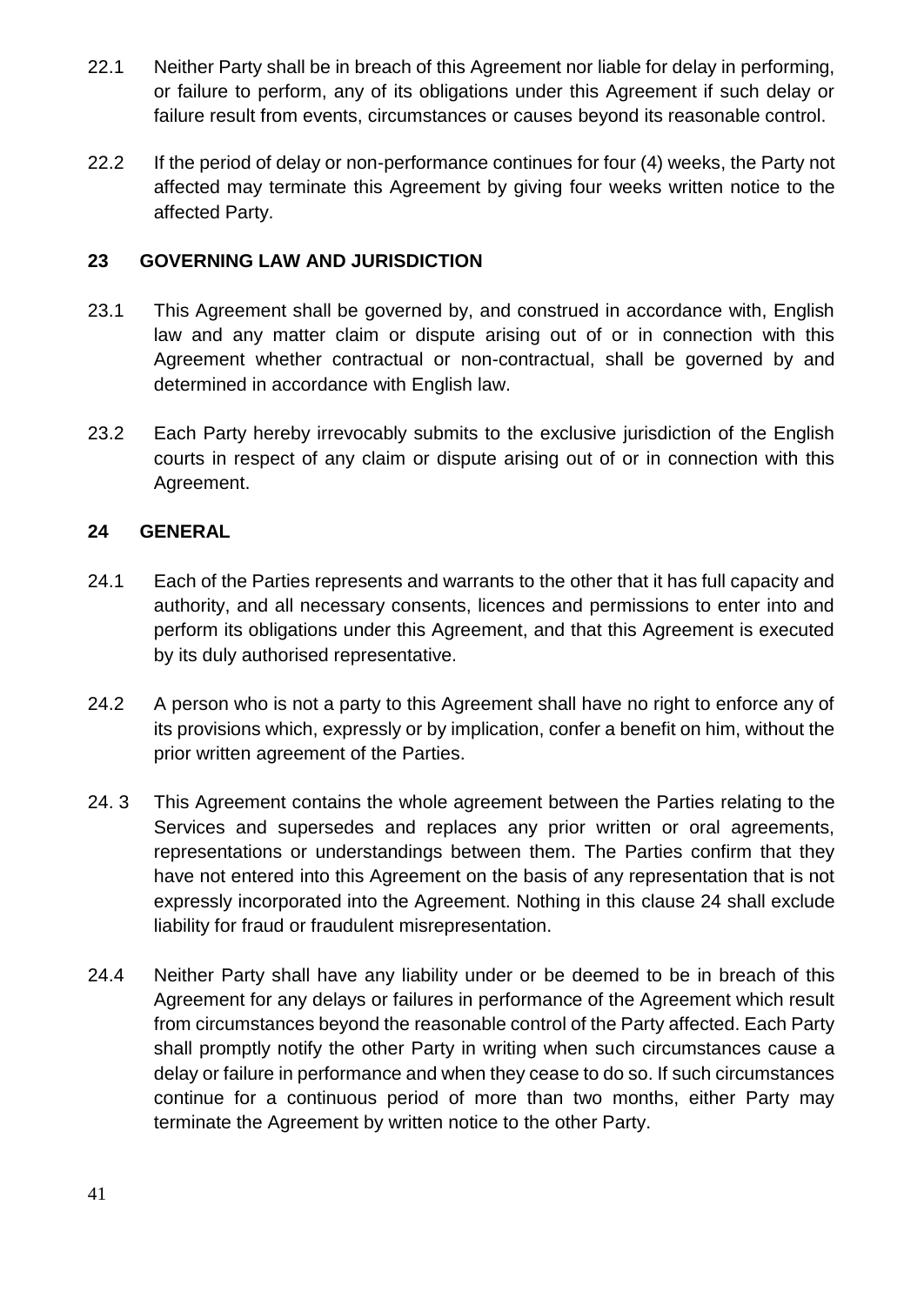22.1 Neither Party shall be in breach of this Agreement nor liable for delay in performing, or failure to perform, any of its obligations under this Agreement if such delay or failure result from events, circumstances or causes beyond its reasonable control.

22.2 If the period of delay or non-performance continues for four (4) weeks, the Party not affected may terminate this Agreement by giving four weeks written notice to the affected Party.

## 23 GOVERNING LAW AND JURISDICTION

23.1 This Agreement shall be governed by, and construed in accordance with, English law and any matter claim or dispute arising out of or in connection with this Agreement whether contractual or non-contractual, shall be governed by and determined in accordance with English law.

23.2 Each Party hereby irrevocably submits to the exclusive jurisdiction of the English courts in respect of any claim or dispute arising out of or in connection with this Agreement.

## 24 GENERAL

24.1 Each of the Parties represents and warrants to the other that it has full capacity and authority, and all necessary consents, licences and permissions to enter into and perform its obligations under this Agreement, and that this Agreement is executed by its duly authorised representative.

24.2 A person who is not a party to this Agreement shall have no right to enforce any of its provisions which, expressly or by implication, confer a benefit on him, without the prior written agreement of the Parties.

24. 3 This Agreement contains the whole agreement between the Parties relating to the Services and supersedes and replaces any prior written or oral agreements, representations or understandings between them. The Parties confirm that they have not entered into this Agreement on the basis of any representation that is not expressly incorporated into the Agreement. Nothing in this clause 24 shall exclude liability for fraud or fraudulent misrepresentation.

24.4 Neither Party shall have any liability under or be deemed to be in breach of this Agreement for any delays or failures in performance of the Agreement which result from circumstances beyond the reasonable control of the Party affected. Each Party shall promptly notify the other Party in writing when such circumstances cause a delay or failure in performance and when they cease to do so. If such circumstances continue for a continuous period of more than two months, either Party may terminate the Agreement by written notice to the other Party.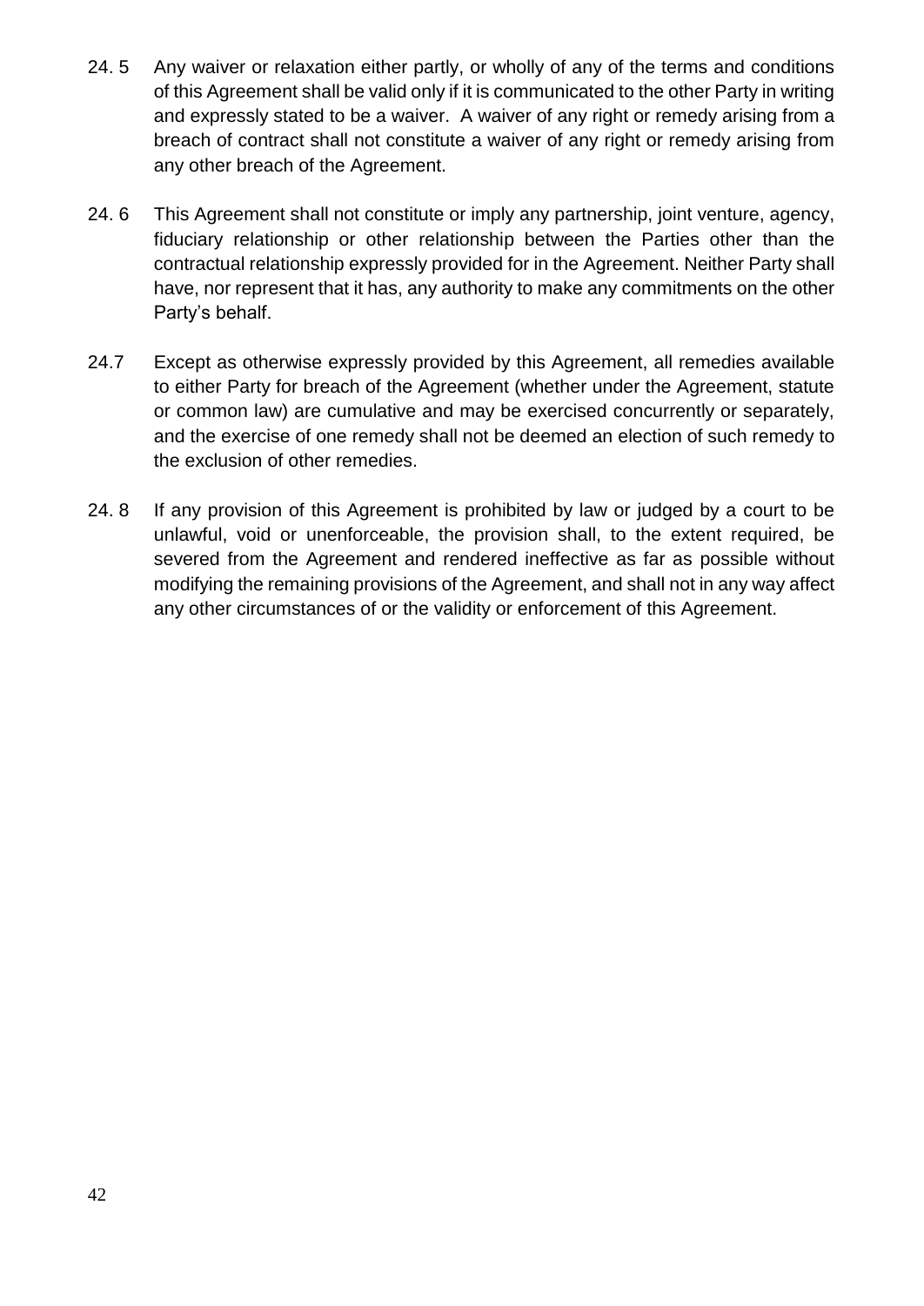24. 5 Any waiver or relaxation either partly, or wholly of any of the terms and conditions of this Agreement shall be valid only if it is communicated to the other Party in writing and expressly stated to be a waiver. A waiver of any right or remedy arising from a breach of contract shall not constitute a waiver of any right or remedy arising from any other breach of the Agreement.

24. 6 This Agreement shall not constitute or imply any partnership, joint venture, agency, fiduciary relationship or other relationship between the Parties other than the contractual relationship expressly provided for in the Agreement. Neither Party shall have, nor represent that it has, any authority to make any commitments on the other Party's behalf.

24.7 Except as otherwise expressly provided by this Agreement, all remedies available to either Party for breach of the Agreement (whether under the Agreement, statute or common law) are cumulative and may be exercised concurrently or separately, and the exercise of one remedy shall not be deemed an election of such remedy to the exclusion of other remedies.

24. 8 If any provision of this Agreement is prohibited by law or judged by a court to be unlawful, void or unenforceable, the provision shall, to the extent required, be severed from the Agreement and rendered ineffective as far as possible without modifying the remaining provisions of the Agreement, and shall not in any way affect any other circumstances of or the validity or enforcement of this Agreement.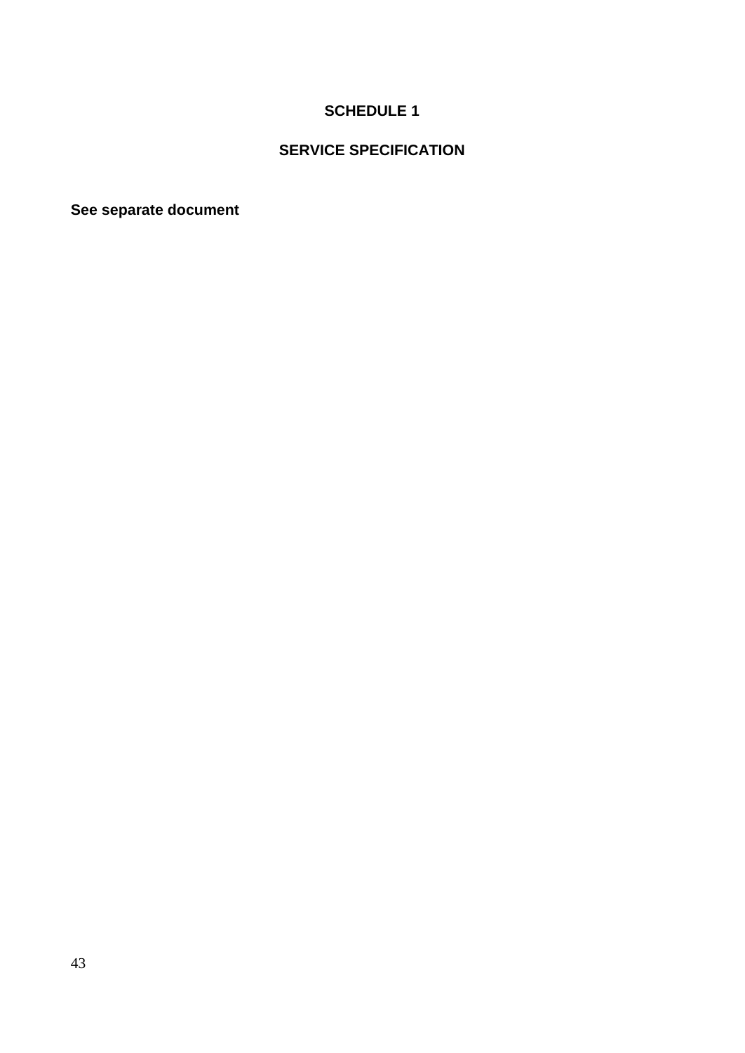# SCHEDULE 1

## SERVICE SPECIFICATION

**See separate document**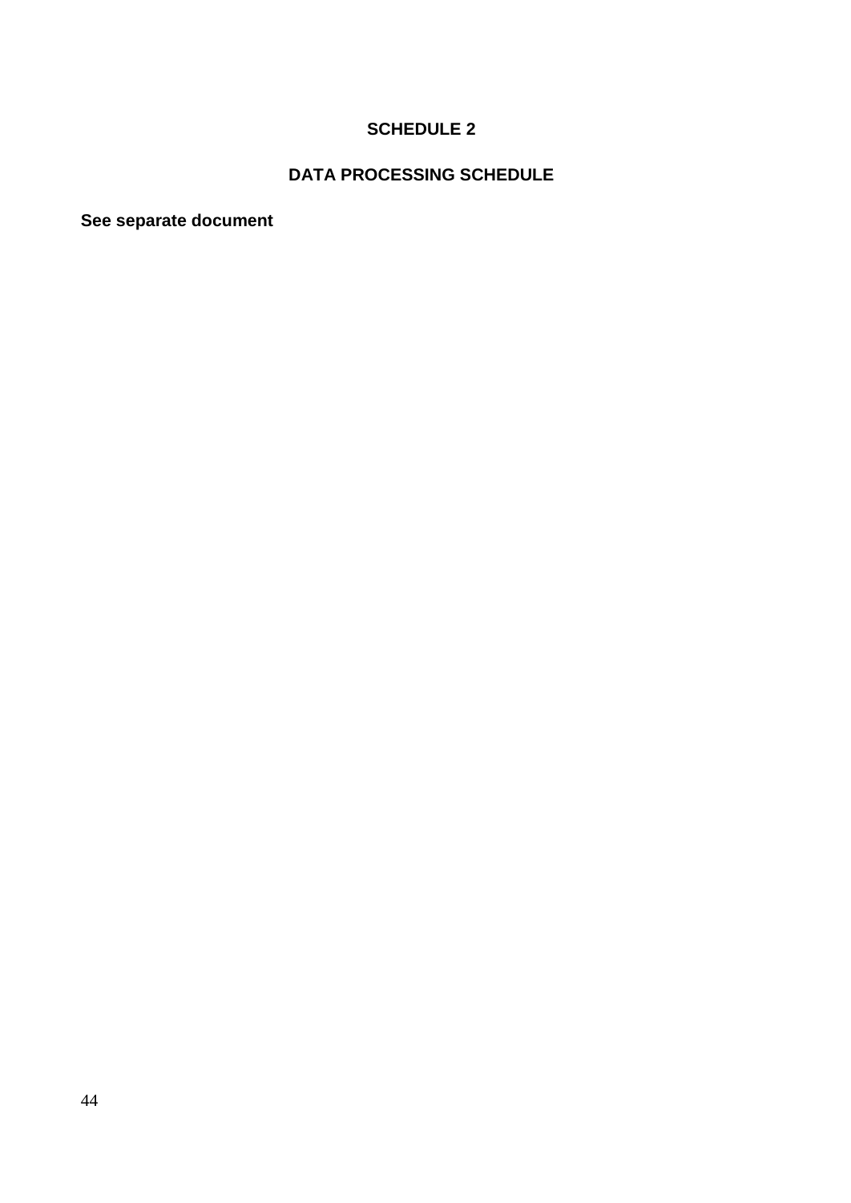# SCHEDULE 2

## DATA PROCESSING SCHEDULE

**See separate document**